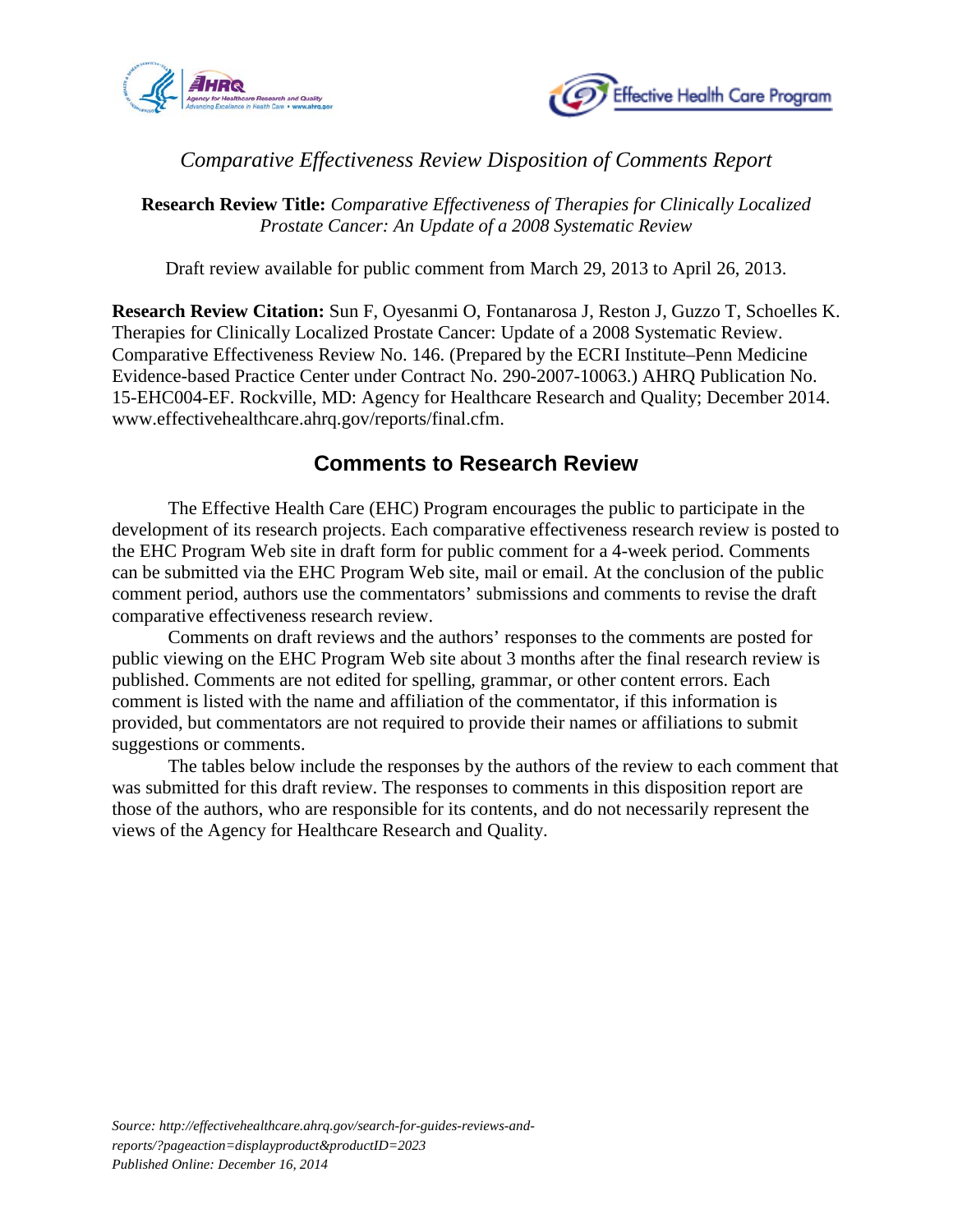*Comparative Effectiveness Review Disposition of Comments Report*

**Research Review Title:** *Comparative Effectiveness of Therapies for Clinically Localized Prostate Cancer: An Update of a 2008 Systematic Review*

Draft review available for public comment from March 29, 2013 to April 26, 2013.

**Research Review Citation:** Sun F, Oyesanmi O, Fontanarosa J, Reston J, Guzzo T, Schoelles K. Therapies for Clinically Localized Prostate Cancer: Update of a 2008 Systematic Review. Comparative Effectiveness Review No. 146. (Prepared by the ECRI Institute–Penn Medicine Evidence-based Practice Center under Contract No. 290-2007-10063.) AHRQ Publication No. 15-EHC004-EF. Rockville, MD: Agency for Healthcare Research and Quality; December 2014. www.effectivehealthcare.ahrq.gov/reports/final.cfm.

## Comments to Research Review

The Effective Health Care (EHC) Program encourages the public to participate in the development of its research projects. Each comparative effectiveness research review is posted to the EHC Program Web site in draft form for public comment for a 4-week period. Comments can be submitted via the EHC Program Web site, mail or email. At the conclusion of the public comment period, authors use the commentators' submissions and comments to revise the draft comparative effectiveness research review.

Comments on draft reviews and the authors' responses to the comments are posted for public viewing on the EHC Program Web site about 3 months after the final research review is published. Comments are not edited for spelling, grammar, or other content errors. Each comment is listed with the name and affiliation of the commentator, if this information is provided, but commentators are not required to provide their names or affiliations to submit suggestions or comments.

The tables below include the responses by the authors of the review to each comment that was submitted for this draft review. The responses to comments in this disposition report are those of the authors, who are responsible for its contents, and do not necessarily represent the views of the Agency for Healthcare Research and Quality.

*Source: http://effectivehealthcare.ahrq.gov/search-for-guides-reviews-and-reports/?pageaction=displayproduct&productID=2023*
*Published Online: December 16, 2014*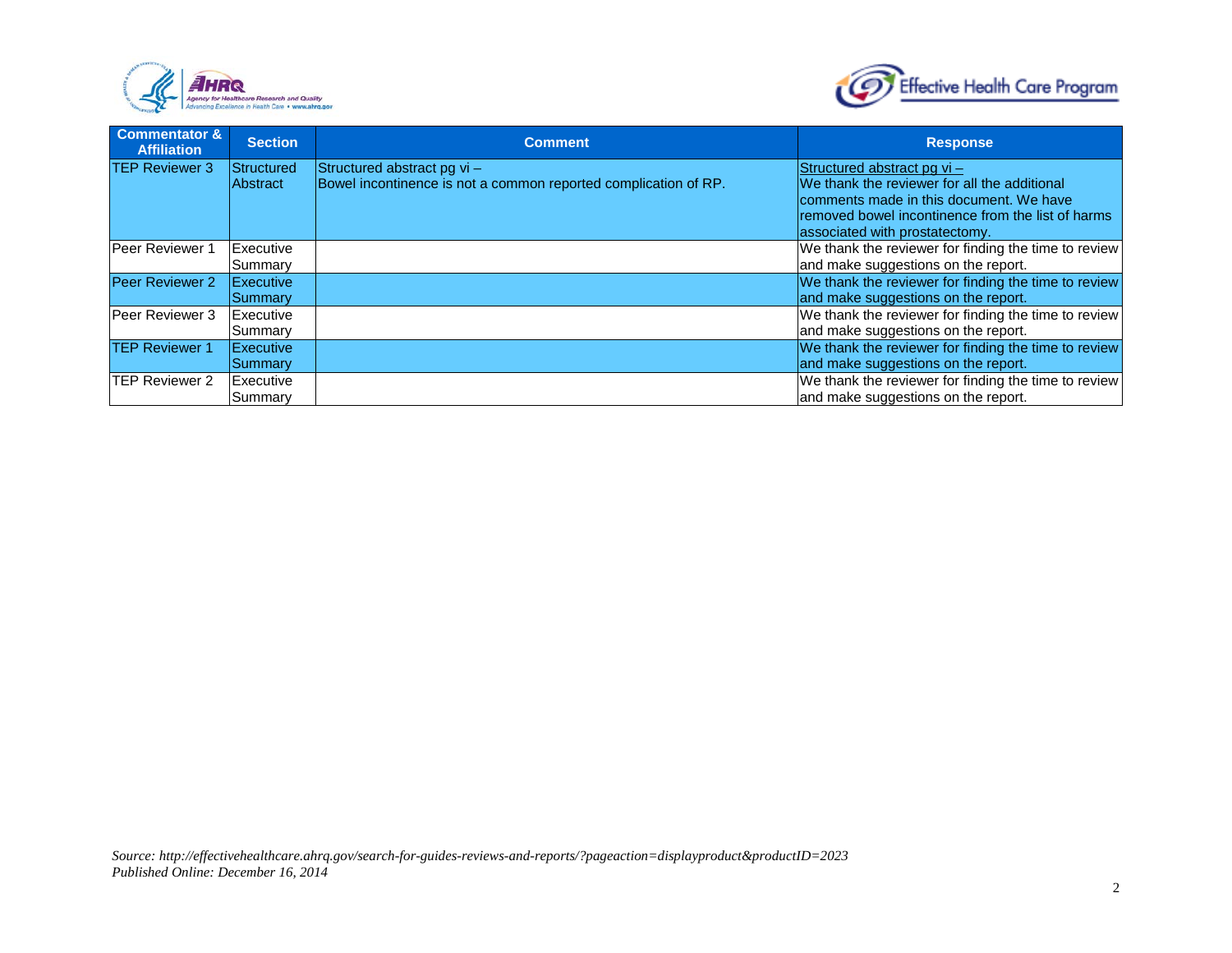| Commentator & Affiliation | Section | Comment | Response |
|---|---|---|---|
| TEP Reviewer 3 | Structured Abstract | Structured abstract pg vi –<br>Bowel incontinence is not a common reported complication of RP. | Structured abstract pg vi –<br>We thank the reviewer for all the additional comments made in this document. We have removed bowel incontinence from the list of harms associated with prostatectomy. |
| Peer Reviewer 1 | Executive Summary | | We thank the reviewer for finding the time to review and make suggestions on the report. |
| Peer Reviewer 2 | Executive Summary | | We thank the reviewer for finding the time to review and make suggestions on the report. |
| Peer Reviewer 3 | Executive Summary | | We thank the reviewer for finding the time to review and make suggestions on the report. |
| TEP Reviewer 1 | Executive Summary | | We thank the reviewer for finding the time to review and make suggestions on the report. |
| TEP Reviewer 2 | Executive Summary | | We thank the reviewer for finding the time to review and make suggestions on the report. |

*Source: http://effectivehealthcare.ahrq.gov/search-for-guides-reviews-and-reports/?pageaction=displayproduct&productID=2023*
*Published Online: December 16, 2014*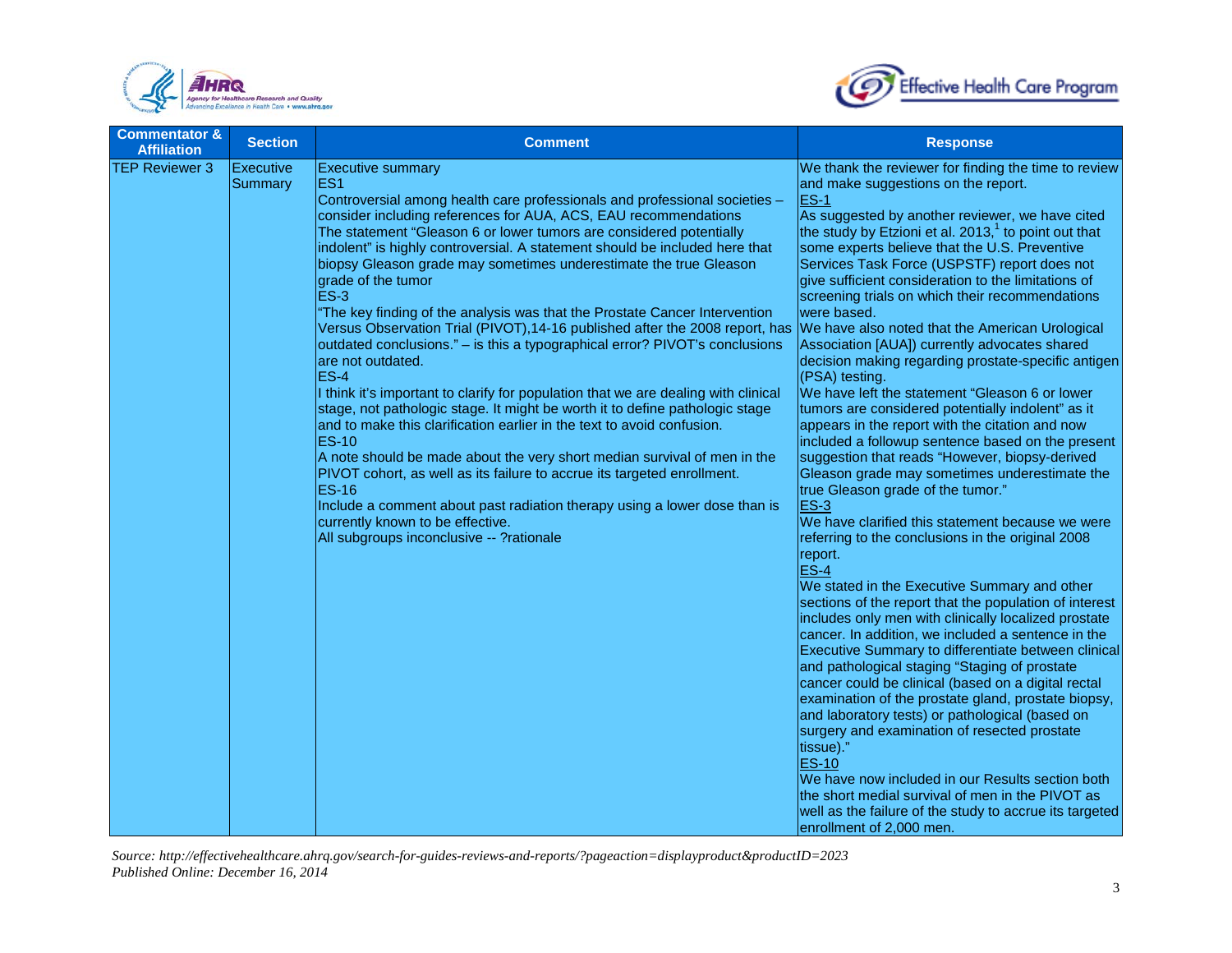| Commentator & Affiliation | Section | Comment | Response |
| --- | --- | --- | --- |
| TEP Reviewer 3 | Executive Summary | Executive summary<br>ES1<br>Controversial among health care professionals and professional societies – consider including references for AUA, ACS, EAU recommendations<br>The statement "Gleason 6 or lower tumors are considered potentially indolent" is highly controversial. A statement should be included here that biopsy Gleason grade may sometimes underestimate the true Gleason grade of the tumor<br>ES-3<br>"The key finding of the analysis was that the Prostate Cancer Intervention Versus Observation Trial (PIVOT),14-16 published after the 2008 report, has outdated conclusions." – is this a typographical error? PIVOT's conclusions are not outdated.<br>ES-4<br>I think it's important to clarify for population that we are dealing with clinical stage, not pathologic stage. It might be worth it to define pathologic stage and to make this clarification earlier in the text to avoid confusion.<br>ES-10<br>A note should be made about the very short median survival of men in the PIVOT cohort, as well as its failure to accrue its targeted enrollment.<br>ES-16<br>Include a comment about past radiation therapy using a lower dose than is currently known to be effective.<br>All subgroups inconclusive -- ?rationale | We thank the reviewer for finding the time to review and make suggestions on the report.<br>ES-1<br>As suggested by another reviewer, we have cited the study by Etzioni et al. 2013,[1] to point out that some experts believe that the U.S. Preventive Services Task Force (USPSTF) report does not give sufficient consideration to the limitations of screening trials on which their recommendations were based.<br>We have also noted that the American Urological Association [AUA]) currently advocates shared decision making regarding prostate-specific antigen (PSA) testing.<br>We have left the statement "Gleason 6 or lower tumors are considered potentially indolent" as it appears in the report with the citation and now included a followup sentence based on the present suggestion that reads "However, biopsy-derived Gleason grade may sometimes underestimate the true Gleason grade of the tumor."<br>ES-3<br>We have clarified this statement because we were referring to the conclusions in the original 2008 report.<br>ES-4<br>We stated in the Executive Summary and other sections of the report that the population of interest includes only men with clinically localized prostate cancer. In addition, we included a sentence in the Executive Summary to differentiate between clinical and pathological staging "Staging of prostate cancer could be clinical (based on a digital rectal examination of the prostate gland, prostate biopsy, and laboratory tests) or pathological (based on surgery and examination of resected prostate tissue)."<br>ES-10<br>We have now included in our Results section both the short medial survival of men in the PIVOT as well as the failure of the study to accrue its targeted enrollment of 2,000 men. |

*Source: http://effectivehealthcare.ahrq.gov/search-for-guides-reviews-and-reports/?pageaction=displayproduct&productID=2023*
*Published Online: December 16, 2014*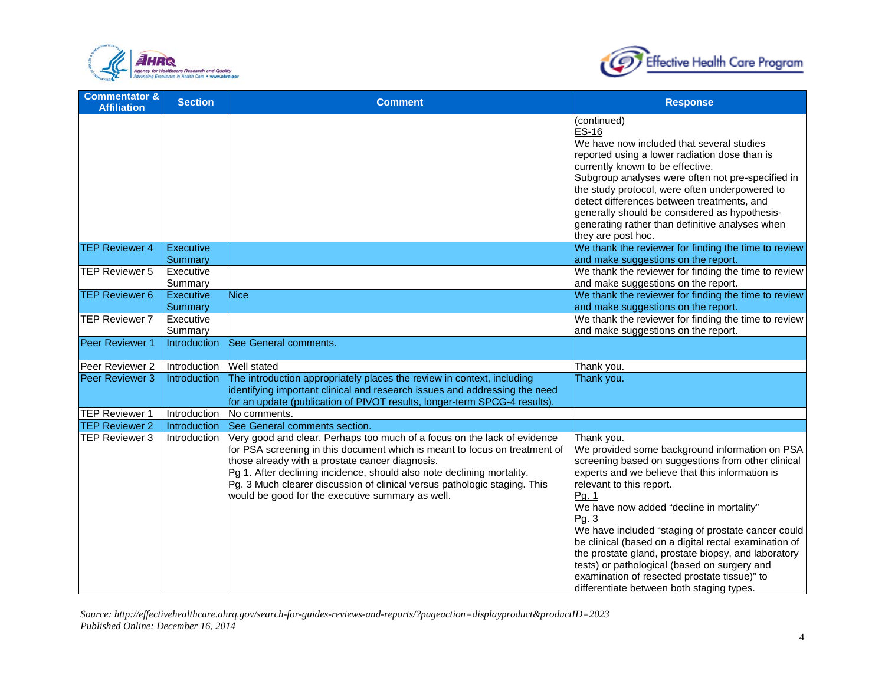| Commentator & Affiliation | Section | Comment | Response |
|---|---|---|---|
| | | | (continued)<br>ES-16<br>We have now included that several studies reported using a lower radiation dose than is currently known to be effective.<br>Subgroup analyses were often not pre-specified in the study protocol, were often underpowered to detect differences between treatments, and generally should be considered as hypothesis-generating rather than definitive analyses when they are post hoc. |
| TEP Reviewer 4 | Executive Summary | | We thank the reviewer for finding the time to review and make suggestions on the report. |
| TEP Reviewer 5 | Executive Summary | | We thank the reviewer for finding the time to review and make suggestions on the report. |
| TEP Reviewer 6 | Executive Summary | Nice | We thank the reviewer for finding the time to review and make suggestions on the report. |
| TEP Reviewer 7 | Executive Summary | | We thank the reviewer for finding the time to review and make suggestions on the report. |
| Peer Reviewer 1 | Introduction | See General comments. | |
| Peer Reviewer 2 | Introduction | Well stated | Thank you. |
| Peer Reviewer 3 | Introduction | The introduction appropriately places the review in context, including identifying important clinical and research issues and addressing the need for an update (publication of PIVOT results, longer-term SPCG-4 results). | Thank you. |
| TEP Reviewer 1 | Introduction | No comments. | |
| TEP Reviewer 2 | Introduction | See General comments section. | |
| TEP Reviewer 3 | Introduction | Very good and clear. Perhaps too much of a focus on the lack of evidence for PSA screening in this document which is meant to focus on treatment of those already with a prostate cancer diagnosis.<br>Pg 1. After declining incidence, should also note declining mortality.<br>Pg. 3 Much clearer discussion of clinical versus pathologic staging. This would be good for the executive summary as well. | Thank you.<br>We provided some background information on PSA screening based on suggestions from other clinical experts and we believe that this information is relevant to this report.<br>Pg. 1<br>We have now added "decline in mortality"<br>Pg. 3<br>We have included "staging of prostate cancer could be clinical (based on a digital rectal examination of the prostate gland, prostate biopsy, and laboratory tests) or pathological (based on surgery and examination of resected prostate tissue)" to differentiate between both staging types. |

*Source: http://effectivehealthcare.ahrq.gov/search-for-guides-reviews-and-reports/?pageaction=displayproduct&productID=2023*
*Published Online: December 16, 2014*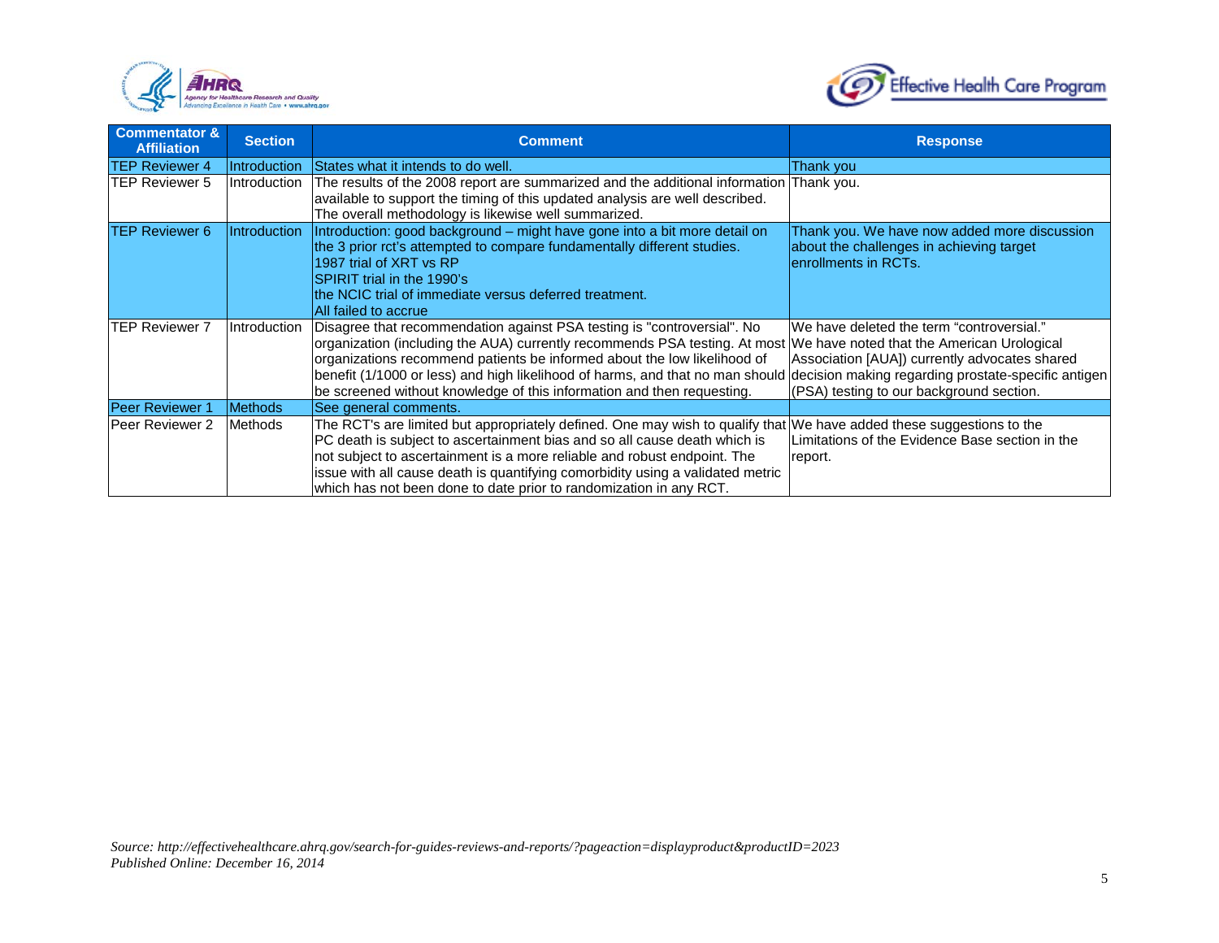| Commentator & Affiliation | Section | Comment | Response |
|---|---|---|---|
| TEP Reviewer 4 | Introduction | States what it intends to do well. | Thank you |
| TEP Reviewer 5 | Introduction | The results of the 2008 report are summarized and the additional information available to support the timing of this updated analysis are well described. The overall methodology is likewise well summarized. | Thank you. |
| TEP Reviewer 6 | Introduction | Introduction: good background – might have gone into a bit more detail on the 3 prior rct's attempted to compare fundamentally different studies.<br>1987 trial of XRT vs RP<br>SPIRIT trial in the 1990's<br>the NCIC trial of immediate versus deferred treatment.<br>All failed to accrue | Thank you. We have now added more discussion about the challenges in achieving target enrollments in RCTs. |
| TEP Reviewer 7 | Introduction | Disagree that recommendation against PSA testing is "controversial". No organization (including the AUA) currently recommends PSA testing. At most organizations recommend patients be informed about the low likelihood of benefit (1/1000 or less) and high likelihood of harms, and that no man should be screened without knowledge of this information and then requesting. | We have deleted the term "controversial." We have noted that the American Urological Association [AUA]) currently advocates shared decision making regarding prostate-specific antigen (PSA) testing to our background section. |
| Peer Reviewer 1 | Methods | See general comments. | |
| Peer Reviewer 2 | Methods | The RCT's are limited but appropriately defined. One may wish to qualify that PC death is subject to ascertainment bias and so all cause death which is not subject to ascertainment is a more reliable and robust endpoint. The issue with all cause death is quantifying comorbidity using a validated metric which has not been done to date prior to randomization in any RCT. | We have added these suggestions to the Limitations of the Evidence Base section in the report. |

*Source: http://effectivehealthcare.ahrq.gov/search-for-guides-reviews-and-reports/?pageaction=displayproduct&productID=2023*
*Published Online: December 16, 2014*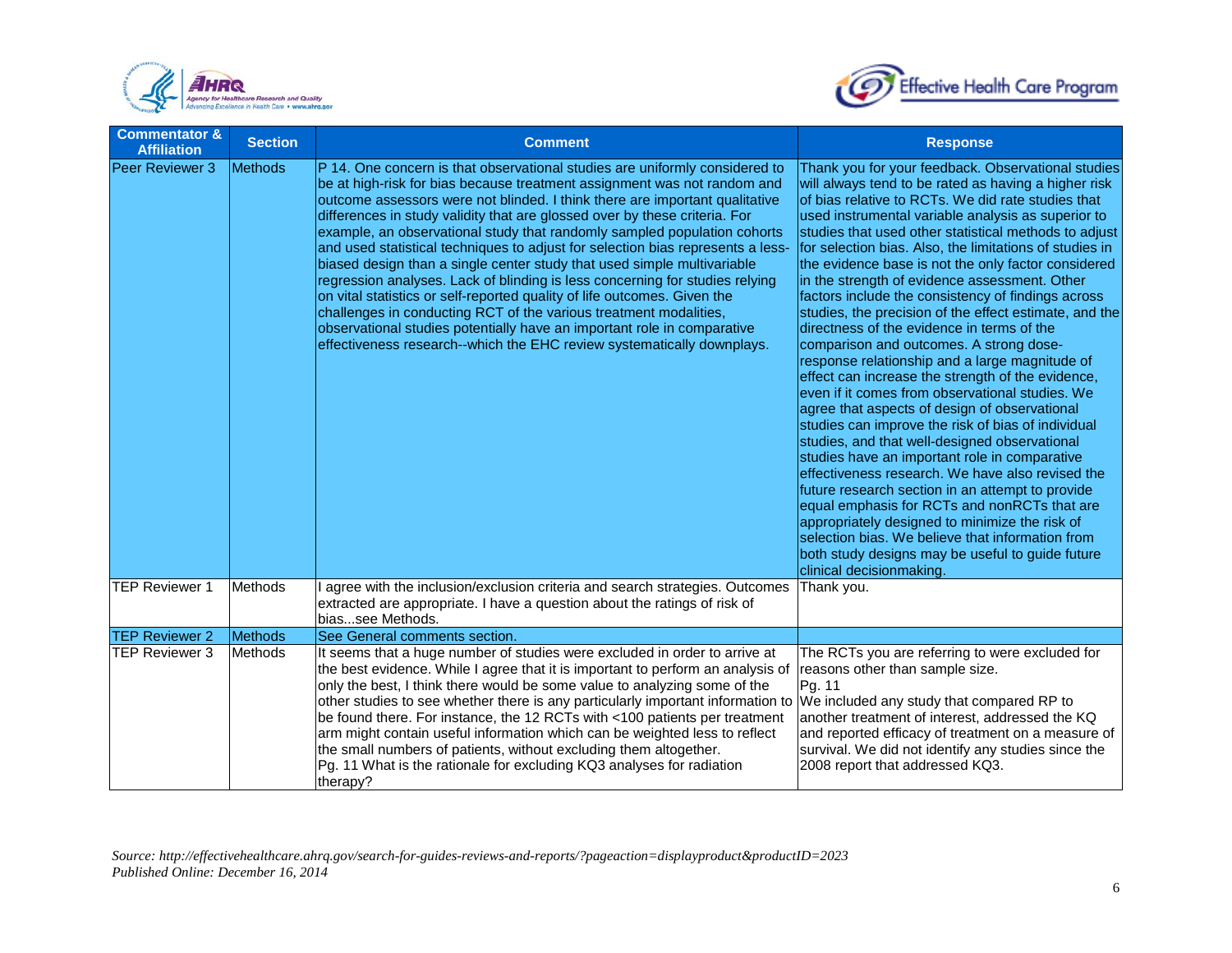| Commentator & Affiliation | Section | Comment | Response |
|---|---|---|---|
| Peer Reviewer 3 | Methods | P 14. One concern is that observational studies are uniformly considered to be at high-risk for bias because treatment assignment was not random and outcome assessors were not blinded. I think there are important qualitative differences in study validity that are glossed over by these criteria. For example, an observational study that randomly sampled population cohorts and used statistical techniques to adjust for selection bias represents a less-biased design than a single center study that used simple multivariable regression analyses. Lack of blinding is less concerning for studies relying on vital statistics or self-reported quality of life outcomes. Given the challenges in conducting RCT of the various treatment modalities, observational studies potentially have an important role in comparative effectiveness research--which the EHC review systematically downplays. | Thank you for your feedback. Observational studies will always tend to be rated as having a higher risk of bias relative to RCTs. We did rate studies that used instrumental variable analysis as superior to studies that used other statistical methods to adjust for selection bias. Also, the limitations of studies in the evidence base is not the only factor considered in the strength of evidence assessment. Other factors include the consistency of findings across studies, the precision of the effect estimate, and the directness of the evidence in terms of the comparison and outcomes. A strong dose-response relationship and a large magnitude of effect can increase the strength of the evidence, even if it comes from observational studies. We agree that aspects of design of observational studies can improve the risk of bias of individual studies, and that well-designed observational studies have an important role in comparative effectiveness research. We have also revised the future research section in an attempt to provide equal emphasis for RCTs and nonRCTs that are appropriately designed to minimize the risk of selection bias. We believe that information from both study designs may be useful to guide future clinical decisionmaking. |
| TEP Reviewer 1 | Methods | I agree with the inclusion/exclusion criteria and search strategies. Outcomes extracted are appropriate. I have a question about the ratings of risk of bias...see Methods. | Thank you. |
| TEP Reviewer 2 | Methods | See General comments section. | |
| TEP Reviewer 3 | Methods | It seems that a huge number of studies were excluded in order to arrive at the best evidence. While I agree that it is important to perform an analysis of only the best, I think there would be some value to analyzing some of the other studies to see whether there is any particularly important information to be found there. For instance, the 12 RCTs with <100 patients per treatment arm might contain useful information which can be weighted less to reflect the small numbers of patients, without excluding them altogether.<br>Pg. 11 What is the rationale for excluding KQ3 analyses for radiation therapy? | The RCTs you are referring to were excluded for reasons other than sample size.<br>Pg. 11<br>We included any study that compared RP to another treatment of interest, addressed the KQ and reported efficacy of treatment on a measure of survival. We did not identify any studies since the 2008 report that addressed KQ3. |

*Source: http://effectivehealthcare.ahrq.gov/search-for-guides-reviews-and-reports/?pageaction=displayproduct&productID=2023*
*Published Online: December 16, 2014*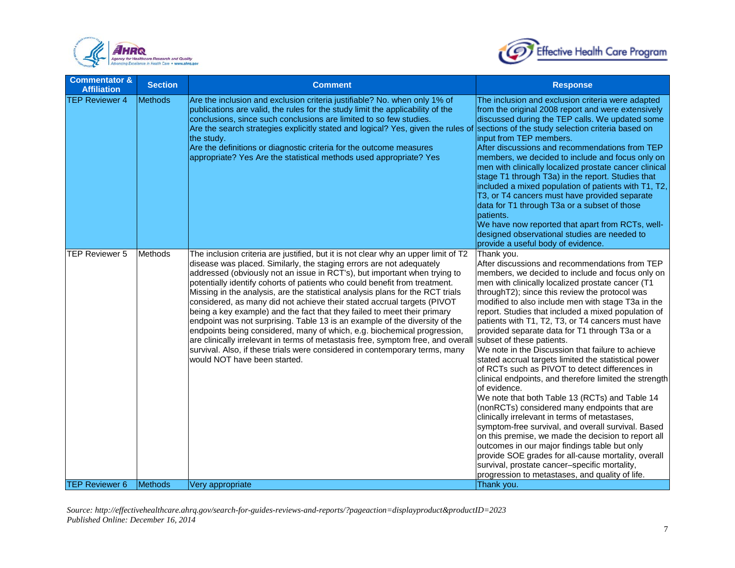| Commentator & Affiliation | Section | Comment | Response |
|---|---|---|---|
| TEP Reviewer 4 | Methods | Are the inclusion and exclusion criteria justifiable? No. when only 1% of publications are valid, the rules for the study limit the applicability of the conclusions, since such conclusions are limited to so few studies.<br>Are the search strategies explicitly stated and logical? Yes, given the rules of the study.<br>Are the definitions or diagnostic criteria for the outcome measures appropriate? Yes Are the statistical methods used appropriate? Yes | The inclusion and exclusion criteria were adapted from the original 2008 report and were extensively discussed during the TEP calls. We updated some sections of the study selection criteria based on input from TEP members.<br>After discussions and recommendations from TEP members, we decided to include and focus only on men with clinically localized prostate cancer clinical stage T1 through T3a) in the report. Studies that included a mixed population of patients with T1, T2, T3, or T4 cancers must have provided separate data for T1 through T3a or a subset of those patients.<br>We have now reported that apart from RCTs, well-designed observational studies are needed to provide a useful body of evidence. |
| TEP Reviewer 5 | Methods | The inclusion criteria are justified, but it is not clear why an upper limit of T2 disease was placed. Similarly, the staging errors are not adequately addressed (obviously not an issue in RCT's), but important when trying to potentially identify cohorts of patients who could benefit from treatment. Missing in the analysis, are the statistical analysis plans for the RCT trials considered, as many did not achieve their stated accrual targets (PIVOT being a key example) and the fact that they failed to meet their primary endpoint was not surprising. Table 13 is an example of the diversity of the endpoints being considered, many of which, e.g. biochemical progression, are clinically irrelevant in terms of metastasis free, symptom free, and overall survival. Also, if these trials were considered in contemporary terms, many would NOT have been started. | Thank you.<br>After discussions and recommendations from TEP members, we decided to include and focus only on men with clinically localized prostate cancer (T1 throughT2); since this review the protocol was modified to also include men with stage T3a in the report. Studies that included a mixed population of patients with T1, T2, T3, or T4 cancers must have provided separate data for T1 through T3a or a subset of these patients.<br>We note in the Discussion that failure to achieve stated accrual targets limited the statistical power of RCTs such as PIVOT to detect differences in clinical endpoints, and therefore limited the strength of evidence.<br>We note that both Table 13 (RCTs) and Table 14 (nonRCTs) considered many endpoints that are clinically irrelevant in terms of metastases, symptom-free survival, and overall survival. Based on this premise, we made the decision to report all outcomes in our major findings table but only provide SOE grades for all-cause mortality, overall survival, prostate cancer–specific mortality, progression to metastases, and quality of life. |
| TEP Reviewer 6 | Methods | Very appropriate | Thank you. |

*Source: http://effectivehealthcare.ahrq.gov/search-for-guides-reviews-and-reports/?pageaction=displayproduct&productID=2023*
*Published Online: December 16, 2014*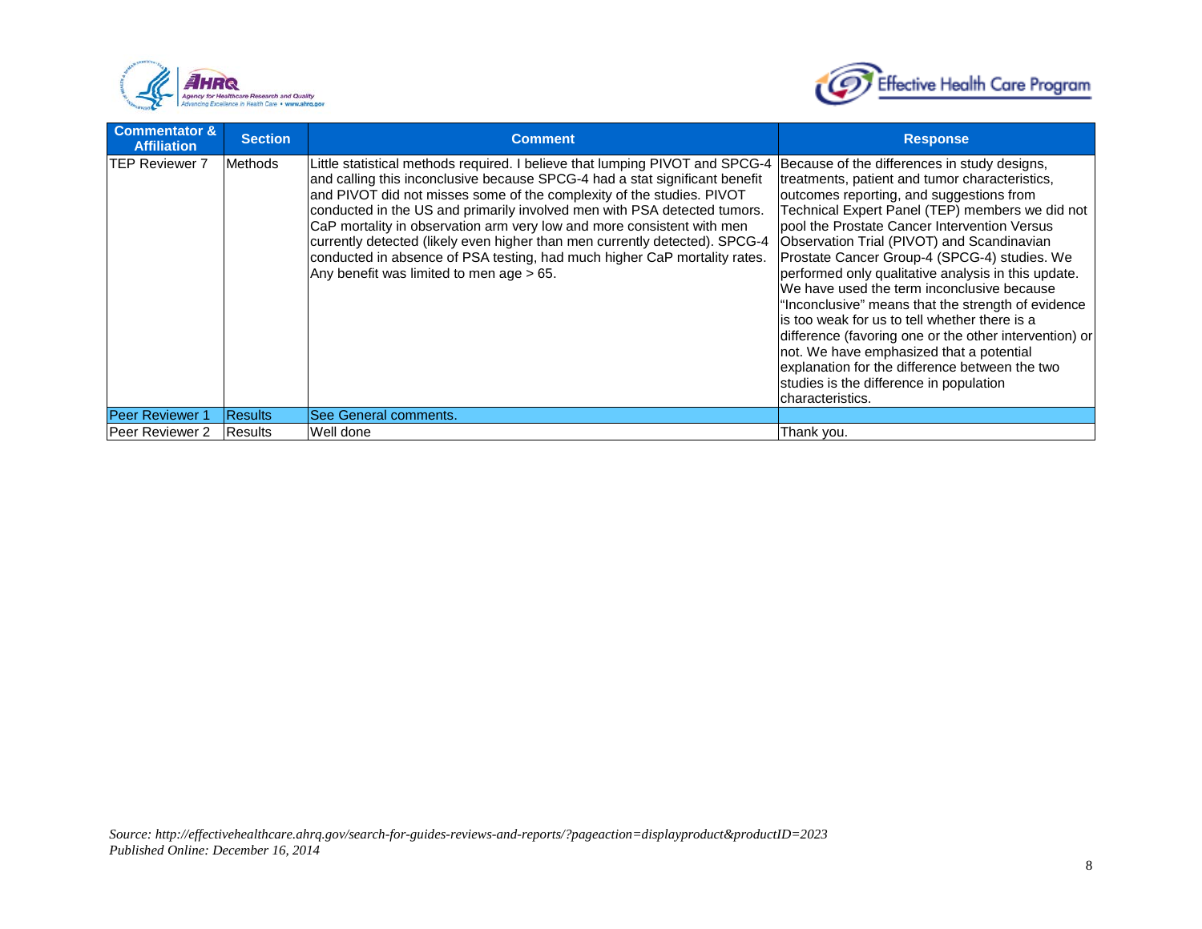| Commentator & Affiliation | Section | Comment | Response |
|---|---|---|---|
| TEP Reviewer 7 | Methods | Little statistical methods required. I believe that lumping PIVOT and SPCG-4 and calling this inconclusive because SPCG-4 had a stat significant benefit and PIVOT did not misses some of the complexity of the studies. PIVOT conducted in the US and primarily involved men with PSA detected tumors. CaP mortality in observation arm very low and more consistent with men currently detected (likely even higher than men currently detected). SPCG-4 conducted in absence of PSA testing, had much higher CaP mortality rates. Any benefit was limited to men age > 65. | Because of the differences in study designs, treatments, patient and tumor characteristics, outcomes reporting, and suggestions from Technical Expert Panel (TEP) members we did not pool the Prostate Cancer Intervention Versus Observation Trial (PIVOT) and Scandinavian Prostate Cancer Group-4 (SPCG-4) studies. We performed only qualitative analysis in this update. We have used the term inconclusive because "Inconclusive" means that the strength of evidence is too weak for us to tell whether there is a difference (favoring one or the other intervention) or not. We have emphasized that a potential explanation for the difference between the two studies is the difference in population characteristics. |
| Peer Reviewer 1 | Results | See General comments. | |
| Peer Reviewer 2 | Results | Well done | Thank you. |

*Source: http://effectivehealthcare.ahrq.gov/search-for-guides-reviews-and-reports/?pageaction=displayproduct&productID=2023*
*Published Online: December 16, 2014*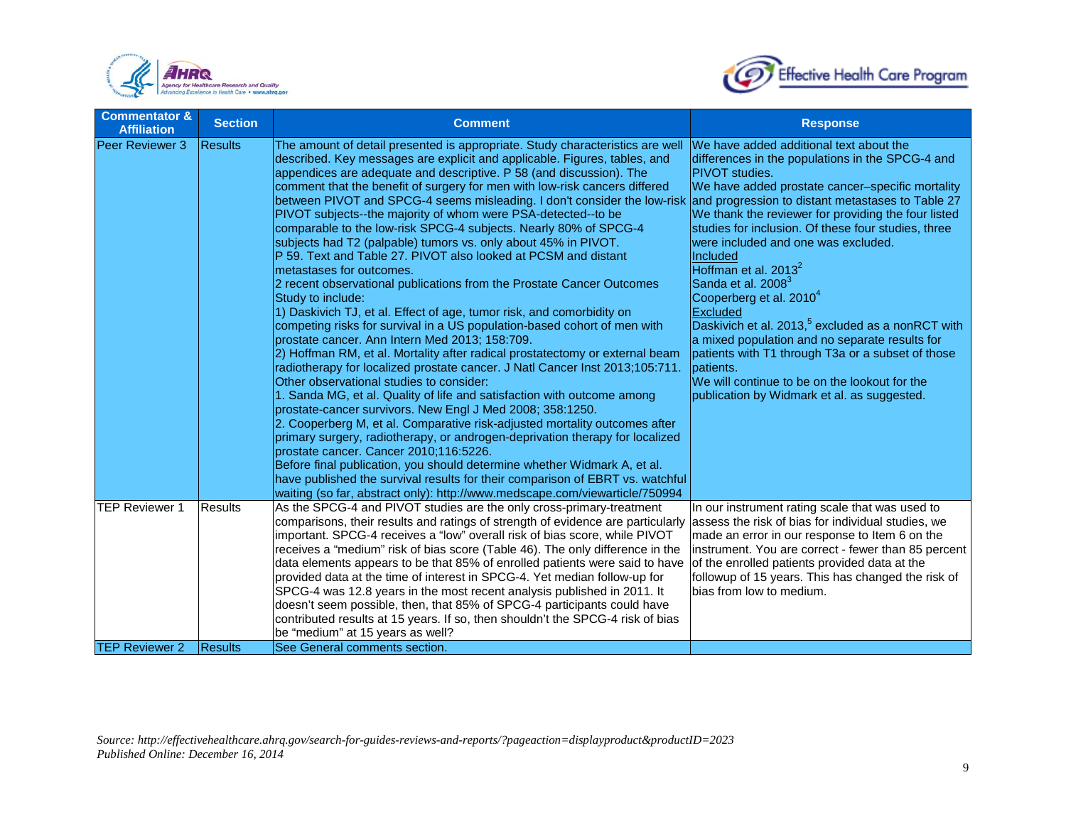| Commentator & Affiliation | Section | Comment | Response |
|---|---|---|---|
| Peer Reviewer 3 | Results | The amount of detail presented is appropriate. Study characteristics are well described. Key messages are explicit and applicable. Figures, tables, and appendices are adequate and descriptive. P 58 (and discussion). The comment that the benefit of surgery for men with low-risk cancers differed between PIVOT and SPCG-4 seems misleading. I don't consider the low-risk PIVOT subjects--the majority of whom were PSA-detected--to be comparable to the low-risk SPCG-4 subjects. Nearly 80% of SPCG-4 subjects had T2 (palpable) tumors vs. only about 45% in PIVOT.<br>P 59. Text and Table 27. PIVOT also looked at PCSM and distant metastases for outcomes.<br>2 recent observational publications from the Prostate Cancer Outcomes Study to include:<br>1) Daskivich TJ, et al. Effect of age, tumor risk, and comorbidity on competing risks for survival in a US population-based cohort of men with prostate cancer. Ann Intern Med 2013; 158:709.<br>2) Hoffman RM, et al. Mortality after radical prostatectomy or external beam radiotherapy for localized prostate cancer. J Natl Cancer Inst 2013;105:711.<br>Other observational studies to consider:<br>1. Sanda MG, et al. Quality of life and satisfaction with outcome among prostate-cancer survivors. New Engl J Med 2008; 358:1250.<br>2. Cooperberg M, et al. Comparative risk-adjusted mortality outcomes after primary surgery, radiotherapy, or androgen-deprivation therapy for localized prostate cancer. Cancer 2010;116:5226.<br>Before final publication, you should determine whether Widmark A, et al. have published the survival results for their comparison of EBRT vs. watchful waiting (so far, abstract only): http://www.medscape.com/viewarticle/750994 | We have added additional text about the differences in the populations in the SPCG-4 and PIVOT studies.<br>We have added prostate cancer–specific mortality and progression to distant metastases to Table 27<br>We thank the reviewer for providing the four listed studies for inclusion. Of these four studies, three were included and one was excluded.<br>Included<br>Hoffman et al. 2013[2]<br>Sanda et al. 2008[3]<br>Cooperberg et al. 2010[4]<br>Excluded<br>Daskivich et al. 2013,[5] excluded as a nonRCT with a mixed population and no separate results for patients with T1 through T3a or a subset of those patients.<br>We will continue to be on the lookout for the publication by Widmark et al. as suggested. |
| TEP Reviewer 1 | Results | As the SPCG-4 and PIVOT studies are the only cross-primary-treatment comparisons, their results and ratings of strength of evidence are particularly important. SPCG-4 receives a “low” overall risk of bias score, while PIVOT receives a “medium” risk of bias score (Table 46). The only difference in the data elements appears to be that 85% of enrolled patients were said to have provided data at the time of interest in SPCG-4. Yet median follow-up for SPCG-4 was 12.8 years in the most recent analysis published in 2011. It doesn't seem possible, then, that 85% of SPCG-4 participants could have contributed results at 15 years. If so, then shouldn't the SPCG-4 risk of bias be “medium” at 15 years as well? | In our instrument rating scale that was used to assess the risk of bias for individual studies, we made an error in our response to Item 6 on the instrument. You are correct - fewer than 85 percent of the enrolled patients provided data at the followup of 15 years. This has changed the risk of bias from low to medium. |
| TEP Reviewer 2 | Results | See General comments section. | |

*Source: http://effectivehealthcare.ahrq.gov/search-for-guides-reviews-and-reports/?pageaction=displayproduct&productID=2023*
*Published Online: December 16, 2014*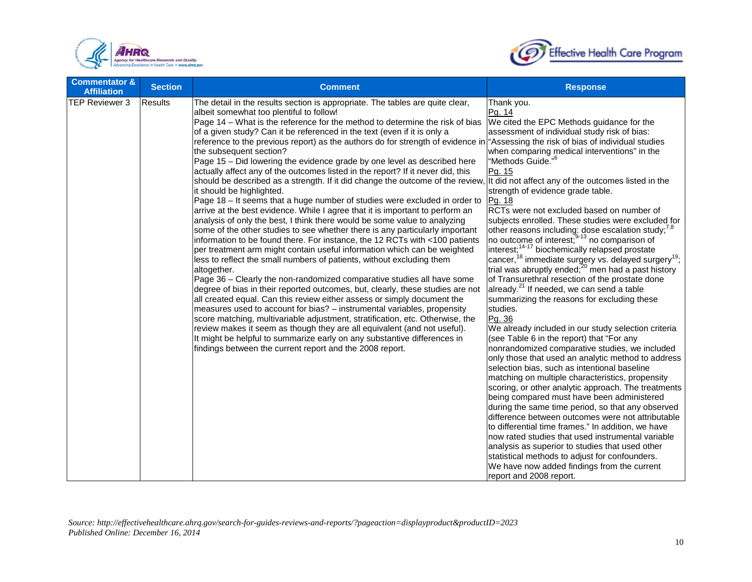| Commentator & Affiliation | Section | Comment | Response |
|---|---|---|---|
| TEP Reviewer 3 | Results | The detail in the results section is appropriate. The tables are quite clear, albeit somewhat too plentiful to follow!<br>Page 14 – What is the reference for the method to determine the risk of bias of a given study? Can it be referenced in the text (even if it is only a reference to the previous report) as the authors do for strength of evidence in the subsequent section?<br>Page 15 – Did lowering the evidence grade by one level as described here actually affect any of the outcomes listed in the report? If it never did, this should be described as a strength. If it did change the outcome of the review, it should be highlighted.<br>Page 18 – It seems that a huge number of studies were excluded in order to arrive at the best evidence. While I agree that it is important to perform an analysis of only the best, I think there would be some value to analyzing some of the other studies to see whether there is any particularly important information to be found there. For instance, the 12 RCTs with <100 patients per treatment arm might contain useful information which can be weighted less to reflect the small numbers of patients, without excluding them altogether.<br>Page 36 – Clearly the non-randomized comparative studies all have some degree of bias in their reported outcomes, but, clearly, these studies are not all created equal. Can this review either assess or simply document the measures used to account for bias? – instrumental variables, propensity score matching, multivariable adjustment, stratification, etc. Otherwise, the review makes it seem as though they are all equivalent (and not useful).<br>It might be helpful to summarize early on any substantive differences in findings between the current report and the 2008 report. | Thank you.<br>Pg. 14<br>We cited the EPC Methods guidance for the assessment of individual study risk of bias: "Assessing the risk of bias of individual studies when comparing medical interventions" in the "Methods Guide."[6]<br>Pg. 15<br>It did not affect any of the outcomes listed in the strength of evidence grade table.<br>Pg. 18<br>RCTs were not excluded based on number of subjects enrolled. These studies were excluded for other reasons including: dose escalation study;[7,8] no outcome of interest;[9-13] no comparison of interest;[14-17] biochemically relapsed prostate cancer,[18] immediate surgery vs. delayed surgery[19]; trial was abruptly ended;[20] men had a past history of Transurethral resection of the prostate done already.[21] If needed, we can send a table summarizing the reasons for excluding these studies.<br>Pg. 36<br>We already included in our study selection criteria (see Table 6 in the report) that "For any nonrandomized comparative studies, we included only those that used an analytic method to address selection bias, such as intentional baseline matching on multiple characteristics, propensity scoring, or other analytic approach. The treatments being compared must have been administered during the same time period, so that any observed difference between outcomes were not attributable to differential time frames." In addition, we have now rated studies that used instrumental variable analysis as superior to studies that used other statistical methods to adjust for confounders.<br>We have now added findings from the current report and 2008 report. |

*Source: http://effectivehealthcare.ahrq.gov/search-for-guides-reviews-and-reports/?pageaction=displayproduct&productID=2023*
*Published Online: December 16, 2014*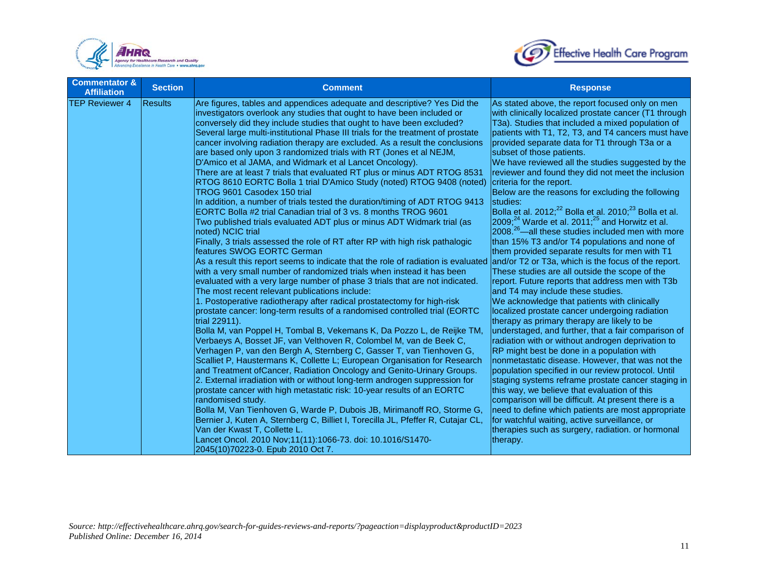| Commentator & Affiliation | Section | Comment | Response |
|---|---|---|---|
| TEP Reviewer 4 | Results | Are figures, tables and appendices adequate and descriptive? Yes Did the investigators overlook any studies that ought to have been included or conversely did they include studies that ought to have been excluded? Several large multi-institutional Phase III trials for the treatment of prostate cancer involving radiation therapy are excluded. As a result the conclusions are based only upon 3 randomized trials with RT (Jones et al NEJM, D'Amico et al JAMA, and Widmark et al Lancet Oncology).<br>There are at least 7 trials that evaluated RT plus or minus ADT RTOG 8531 RTOG 8610 EORTC Bolla 1 trial D'Amico Study (noted) RTOG 9408 (noted) TROG 9601 Casodex 150 trial<br>In addition, a number of trials tested the duration/timing of ADT RTOG 9413 EORTC Bolla #2 trial Canadian trial of 3 vs. 8 months TROG 9601<br>Two published trials evaluated ADT plus or minus ADT Widmark trial (as noted) NCIC trial<br>Finally, 3 trials assessed the role of RT after RP with high risk pathalogic features SWOG EORTC German<br>As a result this report seems to indicate that the role of radiation is evaluated with a very small number of randomized trials when instead it has been evaluated with a very large number of phase 3 trials that are not indicated.<br>The most recent relevant publications include:<br>1. Postoperative radiotherapy after radical prostatectomy for high-risk prostate cancer: long-term results of a randomised controlled trial (EORTC trial 22911).<br>Bolla M, van Poppel H, Tombal B, Vekemans K, Da Pozzo L, de Reijke TM, Verbaeys A, Bosset JF, van Velthoven R, Colombel M, van de Beek C, Verhagen P, van den Bergh A, Sternberg C, Gasser T, van Tienhoven G, Scalliet P, Haustermans K, Collette L; European Organisation for Research and Treatment ofCancer, Radiation Oncology and Genito-Urinary Groups.<br>2. External irradiation with or without long-term androgen suppression for prostate cancer with high metastatic risk: 10-year results of an EORTC randomised study.<br>Bolla M, Van Tienhoven G, Warde P, Dubois JB, Mirimanoff RO, Storme G, Bernier J, Kuten A, Sternberg C, Billiet I, Torecilla JL, Pfeffer R, Cutajar CL, Van der Kwast T, Collette L.<br>Lancet Oncol. 2010 Nov;11(11):1066-73. doi: 10.1016/S1470-2045(10)70223-0. Epub 2010 Oct 7. | As stated above, the report focused only on men with clinically localized prostate cancer (T1 through T3a). Studies that included a mixed population of patients with T1, T2, T3, and T4 cancers must have provided separate data for T1 through T3a or a subset of those patients.<br>We have reviewed all the studies suggested by the reviewer and found they did not meet the inclusion criteria for the report.<br>Below are the reasons for excluding the following studies:<br>Bolla et al. 2012;[22] Bolla et al. 2010;[23] Bolla et al. 2009;[24] Warde et al. 2011;[25] and Horwitz et al. 2008.[26]—all these studies included men with more than 15% T3 and/or T4 populations and none of them provided separate results for men with T1 and/or T2 or T3a, which is the focus of the report. These studies are all outside the scope of the report. Future reports that address men with T3b and T4 may include these studies.<br>We acknowledge that patients with clinically localized prostate cancer undergoing radiation therapy as primary therapy are likely to be understaged, and further, that a fair comparison of radiation with or without androgen deprivation to RP might best be done in a population with nonmetastatic disease. However, that was not the population specified in our review protocol. Until staging systems reframe prostate cancer staging in this way, we believe that evaluation of this comparison will be difficult. At present there is a need to define which patients are most appropriate for watchful waiting, active surveillance, or therapies such as surgery, radiation. or hormonal therapy. |

*Source: http://effectivehealthcare.ahrq.gov/search-for-guides-reviews-and-reports/?pageaction=displayproduct&productID=2023*
*Published Online: December 16, 2014*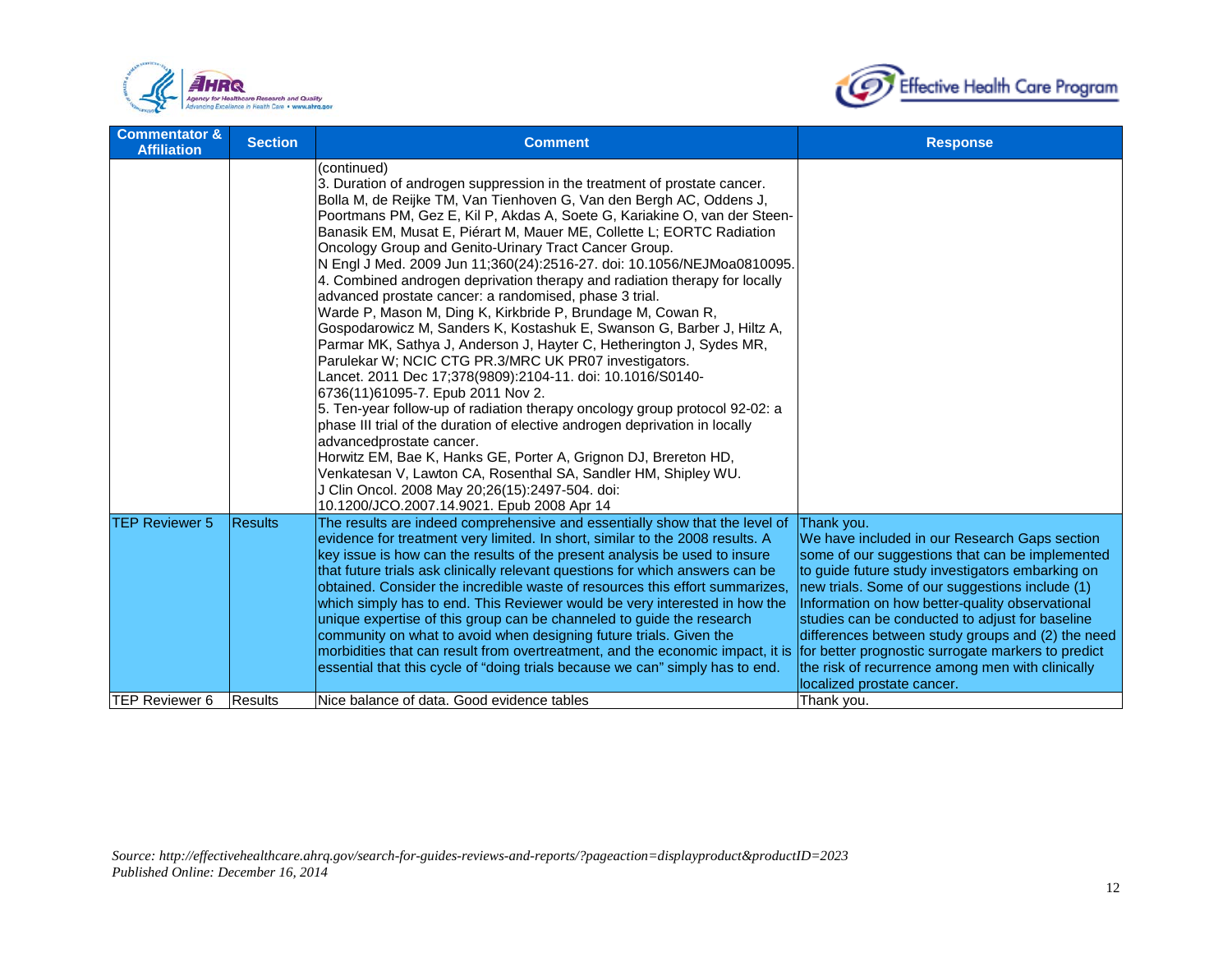| Commentator & Affiliation | Section | Comment | Response |
|---|---|---|---|
| | | (continued)<br>3. Duration of androgen suppression in the treatment of prostate cancer.<br>Bolla M, de Reijke TM, Van Tienhoven G, Van den Bergh AC, Oddens J, Poortmans PM, Gez E, Kil P, Akdas A, Soete G, Kariakine O, van der Steen-Banasik EM, Musat E, Piérart M, Mauer ME, Collette L; EORTC Radiation Oncology Group and Genito-Urinary Tract Cancer Group.<br>N Engl J Med. 2009 Jun 11;360(24):2516-27. doi: 10.1056/NEJMoa0810095.<br>4. Combined androgen deprivation therapy and radiation therapy for locally advanced prostate cancer: a randomised, phase 3 trial.<br>Warde P, Mason M, Ding K, Kirkbride P, Brundage M, Cowan R, Gospodarowicz M, Sanders K, Kostashuk E, Swanson G, Barber J, Hiltz A, Parmar MK, Sathya J, Anderson J, Hayter C, Hetherington J, Sydes MR, Parulekar W; NCIC CTG PR.3/MRC UK PR07 investigators.<br>Lancet. 2011 Dec 17;378(9809):2104-11. doi: 10.1016/S0140-6736(11)61095-7. Epub 2011 Nov 2.<br>5. Ten-year follow-up of radiation therapy oncology group protocol 92-02: a phase III trial of the duration of elective androgen deprivation in locally advancedprostate cancer.<br>Horwitz EM, Bae K, Hanks GE, Porter A, Grignon DJ, Brereton HD, Venkatesan V, Lawton CA, Rosenthal SA, Sandler HM, Shipley WU.<br>J Clin Oncol. 2008 May 20;26(15):2497-504. doi: 10.1200/JCO.2007.14.9021. Epub 2008 Apr 14 | |
| TEP Reviewer 5 | Results | The results are indeed comprehensive and essentially show that the level of evidence for treatment very limited. In short, similar to the 2008 results. A key issue is how can the results of the present analysis be used to insure that future trials ask clinically relevant questions for which answers can be obtained. Consider the incredible waste of resources this effort summarizes, which simply has to end. This Reviewer would be very interested in how the unique expertise of this group can be channeled to guide the research community on what to avoid when designing future trials. Given the morbidities that can result from overtreatment, and the economic impact, it is essential that this cycle of "doing trials because we can" simply has to end. | Thank you.<br>We have included in our Research Gaps section some of our suggestions that can be implemented to guide future study investigators embarking on new trials. Some of our suggestions include (1) Information on how better-quality observational studies can be conducted to adjust for baseline differences between study groups and (2) the need for better prognostic surrogate markers to predict the risk of recurrence among men with clinically localized prostate cancer. |
| TEP Reviewer 6 | Results | Nice balance of data. Good evidence tables | Thank you. |

*Source: http://effectivehealthcare.ahrq.gov/search-for-guides-reviews-and-reports/?pageaction=displayproduct&productID=2023*
*Published Online: December 16, 2014*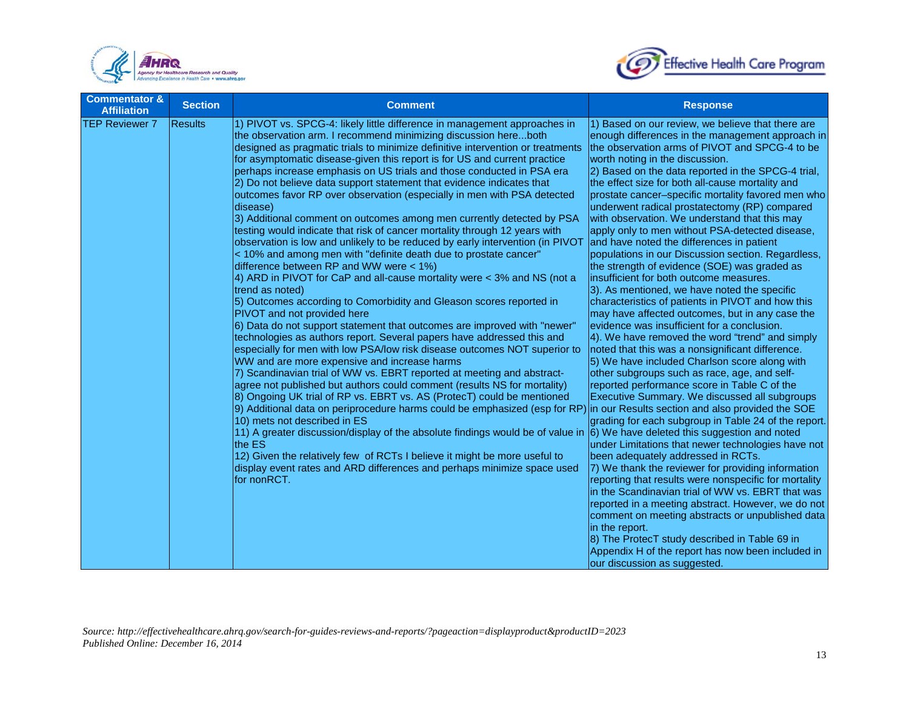| Commentator & Affiliation | Section | Comment | Response |
|---|---|---|---|
| TEP Reviewer 7 | Results | 1) PIVOT vs. SPCG-4: likely little difference in management approaches in the observation arm. I recommend minimizing discussion here...both designed as pragmatic trials to minimize definitive intervention or treatments for asymptomatic disease-given this report is for US and current practice perhaps increase emphasis on US trials and those conducted in PSA era<br>2) Do not believe data support statement that evidence indicates that outcomes favor RP over observation (especially in men with PSA detected disease)<br>3) Additional comment on outcomes among men currently detected by PSA testing would indicate that risk of cancer mortality through 12 years with observation is low and unlikely to be reduced by early intervention (in PIVOT < 10% and among men with "definite death due to prostate cancer" difference between RP and WW were < 1%)<br>4) ARD in PIVOT for CaP and all-cause mortality were < 3% and NS (not a trend as noted)<br>5) Outcomes according to Comorbidity and Gleason scores reported in PIVOT and not provided here<br>6) Data do not support statement that outcomes are improved with "newer" technologies as authors report. Several papers have addressed this and especially for men with low PSA/low risk disease outcomes NOT superior to WW and are more expensive and increase harms<br>7) Scandinavian trial of WW vs. EBRT reported at meeting and abstract-agree not published but authors could comment (results NS for mortality)<br>8) Ongoing UK trial of RP vs. EBRT vs. AS (ProtecT) could be mentioned<br>9) Additional data on periprocedure harms could be emphasized (esp for RP)<br>10) mets not described in ES<br>11) A greater discussion/display of the absolute findings would be of value in the ES<br>12) Given the relatively few of RCTs I believe it might be more useful to display event rates and ARD differences and perhaps minimize space used for nonRCT. | 1) Based on our review, we believe that there are enough differences in the management approach in the observation arms of PIVOT and SPCG-4 to be worth noting in the discussion.<br>2) Based on the data reported in the SPCG-4 trial, the effect size for both all-cause mortality and prostate cancer–specific mortality favored men who underwent radical prostatectomy (RP) compared with observation. We understand that this may apply only to men without PSA-detected disease, and have noted the differences in patient populations in our Discussion section. Regardless, the strength of evidence (SOE) was graded as insufficient for both outcome measures.<br>3). As mentioned, we have noted the specific characteristics of patients in PIVOT and how this may have affected outcomes, but in any case the evidence was insufficient for a conclusion.<br>4). We have removed the word "trend" and simply noted that this was a nonsignificant difference.<br>5) We have included Charlson score along with other subgroups such as race, age, and self-reported performance score in Table C of the Executive Summary. We discussed all subgroups in our Results section and also provided the SOE grading for each subgroup in Table 24 of the report.<br>6) We have deleted this suggestion and noted under Limitations that newer technologies have not been adequately addressed in RCTs.<br>7) We thank the reviewer for providing information reporting that results were nonspecific for mortality in the Scandinavian trial of WW vs. EBRT that was reported in a meeting abstract. However, we do not comment on meeting abstracts or unpublished data in the report.<br>8) The ProtecT study described in Table 69 in Appendix H of the report has now been included in our discussion as suggested. |

*Source: http://effectivehealthcare.ahrq.gov/search-for-guides-reviews-and-reports/?pageaction=displayproduct&productID=2023*
*Published Online: December 16, 2014*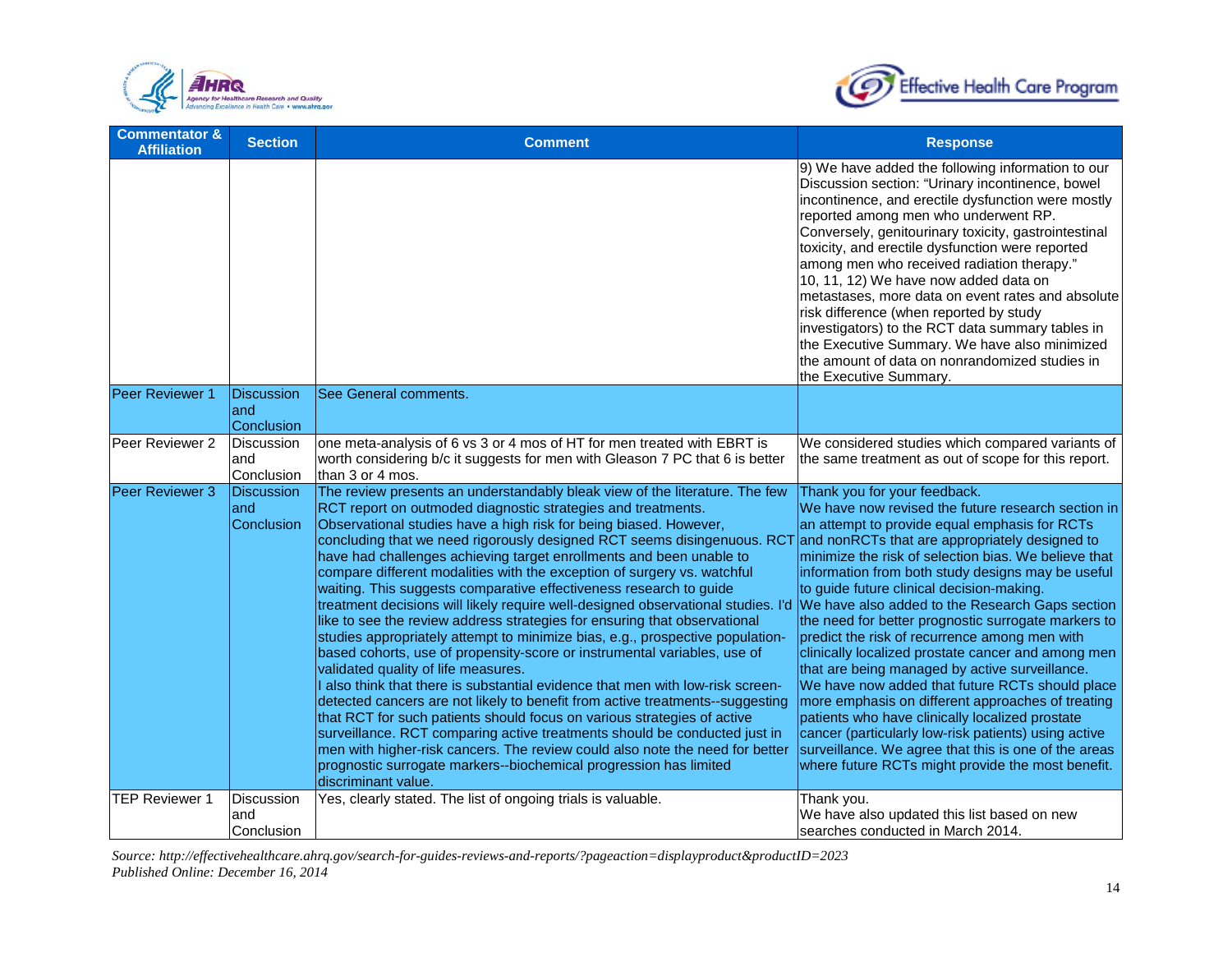| Commentator & Affiliation | Section | Comment | Response |
|---|---|---|---|
| | | | 9) We have added the following information to our Discussion section: "Urinary incontinence, bowel incontinence, and erectile dysfunction were mostly reported among men who underwent RP. Conversely, genitourinary toxicity, gastrointestinal toxicity, and erectile dysfunction were reported among men who received radiation therapy."<br>10, 11, 12) We have now added data on metastases, more data on event rates and absolute risk difference (when reported by study investigators) to the RCT data summary tables in the Executive Summary. We have also minimized the amount of data on nonrandomized studies in the Executive Summary. |
| Peer Reviewer 1 | Discussion and Conclusion | See General comments. | |
| Peer Reviewer 2 | Discussion and Conclusion | one meta-analysis of 6 vs 3 or 4 mos of HT for men treated with EBRT is worth considering b/c it suggests for men with Gleason 7 PC that 6 is better than 3 or 4 mos. | We considered studies which compared variants of the same treatment as out of scope for this report. |
| Peer Reviewer 3 | Discussion and Conclusion | The review presents an understandably bleak view of the literature. The few RCT report on outmoded diagnostic strategies and treatments. Observational studies have a high risk for being biased. However, concluding that we need rigorously designed RCT seems disingenuous. RCT have had challenges achieving target enrollments and been unable to compare different modalities with the exception of surgery vs. watchful waiting. This suggests comparative effectiveness research to guide treatment decisions will likely require well-designed observational studies. I'd like to see the review address strategies for ensuring that observational studies appropriately attempt to minimize bias, e.g., prospective population-based cohorts, use of propensity-score or instrumental variables, use of validated quality of life measures.<br>I also think that there is substantial evidence that men with low-risk screen-detected cancers are not likely to benefit from active treatments--suggesting that RCT for such patients should focus on various strategies of active surveillance. RCT comparing active treatments should be conducted just in men with higher-risk cancers. The review could also note the need for better prognostic surrogate markers--biochemical progression has limited discriminant value. | Thank you for your feedback.<br>We have now revised the future research section in an attempt to provide equal emphasis for RCTs and nonRCTs that are appropriately designed to minimize the risk of selection bias. We believe that information from both study designs may be useful to guide future clinical decision-making.<br>We have also added to the Research Gaps section the need for better prognostic surrogate markers to predict the risk of recurrence among men with clinically localized prostate cancer and among men that are being managed by active surveillance.<br>We have now added that future RCTs should place more emphasis on different approaches of treating patients who have clinically localized prostate cancer (particularly low-risk patients) using active surveillance. We agree that this is one of the areas where future RCTs might provide the most benefit. |
| TEP Reviewer 1 | Discussion and Conclusion | Yes, clearly stated. The list of ongoing trials is valuable. | Thank you.<br>We have also updated this list based on new searches conducted in March 2014. |

*Source: http://effectivehealthcare.ahrq.gov/search-for-guides-reviews-and-reports/?pageaction=displayproduct&productID=2023*
*Published Online: December 16, 2014*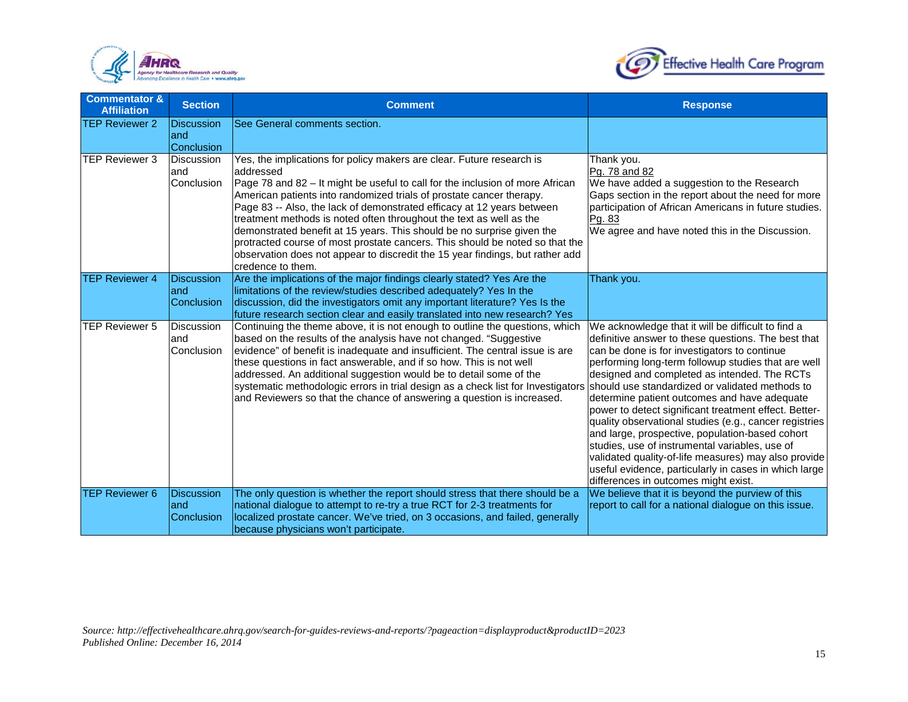| Commentator & Affiliation | Section | Comment | Response |
|---|---|---|---|
| TEP Reviewer 2 | Discussion and Conclusion | See General comments section. | |
| TEP Reviewer 3 | Discussion and Conclusion | Yes, the implications for policy makers are clear. Future research is addressed<br>Page 78 and 82 – It might be useful to call for the inclusion of more African American patients into randomized trials of prostate cancer therapy.<br>Page 83 -- Also, the lack of demonstrated efficacy at 12 years between treatment methods is noted often throughout the text as well as the demonstrated benefit at 15 years. This should be no surprise given the protracted course of most prostate cancers. This should be noted so that the observation does not appear to discredit the 15 year findings, but rather add credence to them. | Thank you.<br>Pg. 78 and 82<br>We have added a suggestion to the Research Gaps section in the report about the need for more participation of African Americans in future studies.<br>Pg. 83<br>We agree and have noted this in the Discussion. |
| TEP Reviewer 4 | Discussion and Conclusion | Are the implications of the major findings clearly stated? Yes Are the limitations of the review/studies described adequately? Yes In the discussion, did the investigators omit any important literature? Yes Is the future research section clear and easily translated into new research? Yes | Thank you. |
| TEP Reviewer 5 | Discussion and Conclusion | Continuing the theme above, it is not enough to outline the questions, which based on the results of the analysis have not changed. "Suggestive evidence" of benefit is inadequate and insufficient. The central issue is are these questions in fact answerable, and if so how. This is not well addressed. An additional suggestion would be to detail some of the systematic methodologic errors in trial design as a check list for Investigators and Reviewers so that the chance of answering a question is increased. | We acknowledge that it will be difficult to find a definitive answer to these questions. The best that can be done is for investigators to continue performing long-term followup studies that are well designed and completed as intended. The RCTs should use standardized or validated methods to determine patient outcomes and have adequate power to detect significant treatment effect. Better-quality observational studies (e.g., cancer registries and large, prospective, population-based cohort studies, use of instrumental variables, use of validated quality-of-life measures) may also provide useful evidence, particularly in cases in which large differences in outcomes might exist. |
| TEP Reviewer 6 | Discussion and Conclusion | The only question is whether the report should stress that there should be a national dialogue to attempt to re-try a true RCT for 2-3 treatments for localized prostate cancer. We've tried, on 3 occasions, and failed, generally because physicians won't participate. | We believe that it is beyond the purview of this report to call for a national dialogue on this issue. |

*Source: http://effectivehealthcare.ahrq.gov/search-for-guides-reviews-and-reports/?pageaction=displayproduct&productID=2023*
*Published Online: December 16, 2014*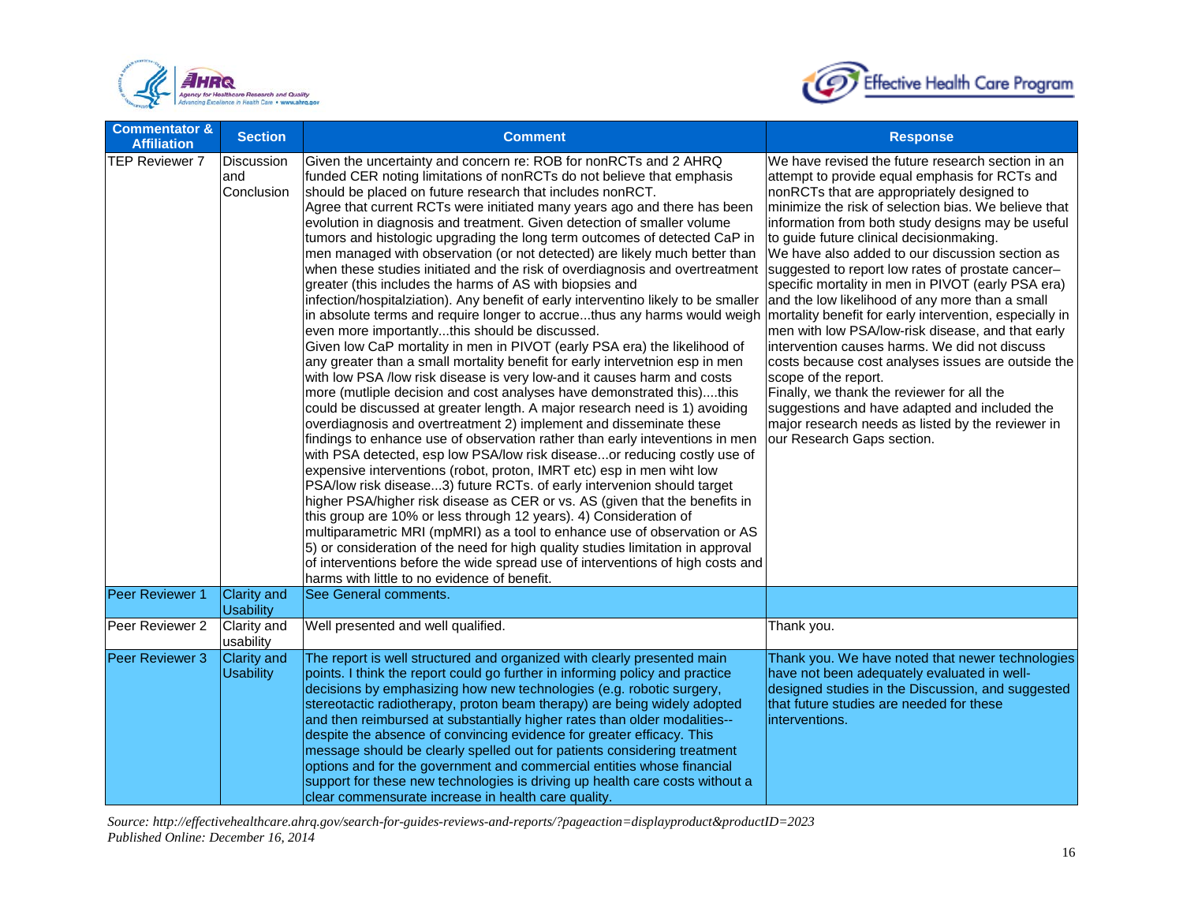| Commentator & Affiliation | Section | Comment | Response |
|---|---|---|---|
| TEP Reviewer 7 | Discussion and Conclusion | Given the uncertainty and concern re: ROB for nonRCTs and 2 AHRQ funded CER noting limitations of nonRCTs do not believe that emphasis should be placed on future research that includes nonRCT. Agree that current RCTs were initiated many years ago and there has been evolution in diagnosis and treatment. Given detection of smaller volume tumors and histologic upgrading the long term outcomes of detected CaP in men managed with observation (or not detected) are likely much better than when these studies initiated and the risk of overdiagnosis and overtreatment greater (this includes the harms of AS with biopsies and infection/hospitalziation). Any benefit of early interventino likely to be smaller in absolute terms and require longer to accrue...thus any harms would weigh even more importantly...this should be discussed. Given low CaP mortality in men in PIVOT (early PSA era) the likelihood of any greater than a small mortality benefit for early intervetnion esp in men with low PSA /low risk disease is very low-and it causes harm and costs more (mutliple decision and cost analyses have demonstrated this)....this could be discussed at greater length. A major research need is 1) avoiding overdiagnosis and overtreatment 2) implement and disseminate these findings to enhance use of observation rather than early inteventions in men with PSA detected, esp low PSA/low risk disease...or reducing costly use of expensive interventions (robot, proton, IMRT etc) esp in men wiht low PSA/low risk disease...3) future RCTs. of early intervenion should target higher PSA/higher risk disease as CER or vs. AS (given that the benefits in this group are 10% or less through 12 years). 4) Consideration of multiparametric MRI (mpMRI) as a tool to enhance use of observation or AS 5) or consideration of the need for high quality studies limitation in approval of interventions before the wide spread use of interventions of high costs and harms with little to no evidence of benefit. | We have revised the future research section in an attempt to provide equal emphasis for RCTs and nonRCTs that are appropriately designed to minimize the risk of selection bias. We believe that information from both study designs may be useful to guide future clinical decisionmaking. We have also added to our discussion section as suggested to report low rates of prostate cancer–specific mortality in men in PIVOT (early PSA era) and the low likelihood of any more than a small mortality benefit for early intervention, especially in men with low PSA/low-risk disease, and that early intervention causes harms. We did not discuss costs because cost analyses issues are outside the scope of the report. Finally, we thank the reviewer for all the suggestions and have adapted and included the major research needs as listed by the reviewer in our Research Gaps section. |
| Peer Reviewer 1 | Clarity and Usability | See General comments. | |
| Peer Reviewer 2 | Clarity and usability | Well presented and well qualified. | Thank you. |
| Peer Reviewer 3 | Clarity and Usability | The report is well structured and organized with clearly presented main points. I think the report could go further in informing policy and practice decisions by emphasizing how new technologies (e.g. robotic surgery, stereotactic radiotherapy, proton beam therapy) are being widely adopted and then reimbursed at substantially higher rates than older modalities--despite the absence of convincing evidence for greater efficacy. This message should be clearly spelled out for patients considering treatment options and for the government and commercial entities whose financial support for these new technologies is driving up health care costs without a clear commensurate increase in health care quality. | Thank you. We have noted that newer technologies have not been adequately evaluated in well-designed studies in the Discussion, and suggested that future studies are needed for these interventions. |

*Source: http://effectivehealthcare.ahrq.gov/search-for-guides-reviews-and-reports/?pageaction=displayproduct&productID=2023*
*Published Online: December 16, 2014*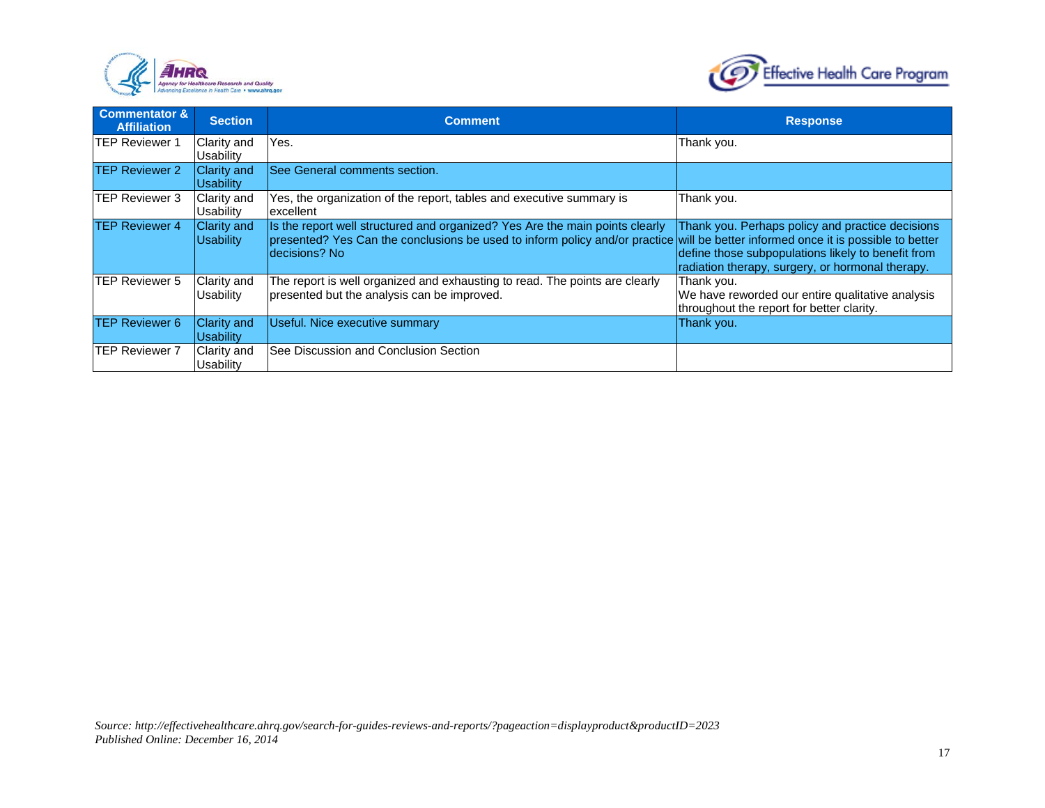| Commentator & Affiliation | Section | Comment | Response |
|---|---|---|---|
| TEP Reviewer 1 | Clarity and Usability | Yes. | Thank you. |
| TEP Reviewer 2 | Clarity and Usability | See General comments section. | |
| TEP Reviewer 3 | Clarity and Usability | Yes, the organization of the report, tables and executive summary is excellent | Thank you. |
| TEP Reviewer 4 | Clarity and Usability | Is the report well structured and organized? Yes Are the main points clearly presented? Yes Can the conclusions be used to inform policy and/or practice decisions? No | Thank you. Perhaps policy and practice decisions will be better informed once it is possible to better define those subpopulations likely to benefit from radiation therapy, surgery, or hormonal therapy. |
| TEP Reviewer 5 | Clarity and Usability | The report is well organized and exhausting to read. The points are clearly presented but the analysis can be improved. | Thank you.<br>We have reworded our entire qualitative analysis throughout the report for better clarity. |
| TEP Reviewer 6 | Clarity and Usability | Useful. Nice executive summary | Thank you. |
| TEP Reviewer 7 | Clarity and Usability | See Discussion and Conclusion Section | |

*Source: http://effectivehealthcare.ahrq.gov/search-for-guides-reviews-and-reports/?pageaction=displayproduct&productID=2023*
*Published Online: December 16, 2014*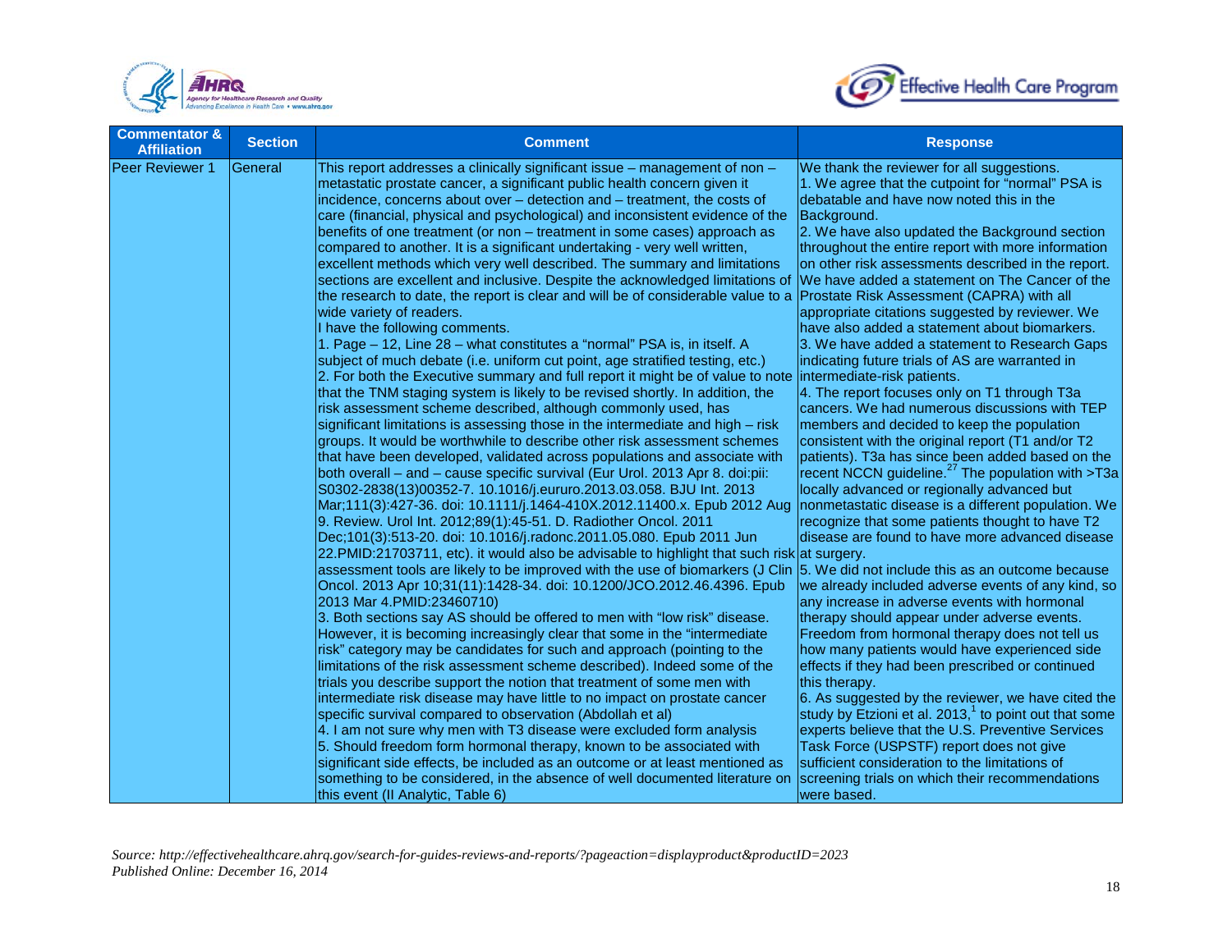| Commentator & Affiliation | Section | Comment | Response |
|---|---|---|---|
| Peer Reviewer 1 | General | This report addresses a clinically significant issue – management of non – metastatic prostate cancer, a significant public health concern given it incidence, concerns about over – detection and – treatment, the costs of care (financial, physical and psychological) and inconsistent evidence of the benefits of one treatment (or non – treatment in some cases) approach as compared to another. It is a significant undertaking - very well written, excellent methods which very well described. The summary and limitations sections are excellent and inclusive. Despite the acknowledged limitations of the research to date, the report is clear and will be of considerable value to a wide variety of readers.<br>I have the following comments.<br>1. Page – 12, Line 28 – what constitutes a "normal" PSA is, in itself. A subject of much debate (i.e. uniform cut point, age stratified testing, etc.)<br>2. For both the Executive summary and full report it might be of value to note that the TNM staging system is likely to be revised shortly. In addition, the risk assessment scheme described, although commonly used, has significant limitations is assessing those in the intermediate and high – risk groups. It would be worthwhile to describe other risk assessment schemes that have been developed, validated across populations and associate with both overall – and – cause specific survival (Eur Urol. 2013 Apr 8. doi:pii: S0302-2838(13)00352-7. 10.1016/j.eururo.2013.03.058. BJU Int. 2013 Mar;111(3):427-36. doi: 10.1111/j.1464-410X.2012.11400.x. Epub 2012 Aug 9. Review. Urol Int. 2012;89(1):45-51. D. Radiother Oncol. 2011 Dec;101(3):513-20. doi: 10.1016/j.radonc.2011.05.080. Epub 2011 Jun 22.PMID:21703711, etc). it would also be advisable to highlight that such risk assessment tools are likely to be improved with the use of biomarkers (J Clin Oncol. 2013 Apr 10;31(11):1428-34. doi: 10.1200/JCO.2012.46.4396. Epub 2013 Mar 4.PMID:23460710)<br>3. Both sections say AS should be offered to men with "low risk" disease. However, it is becoming increasingly clear that some in the "intermediate risk" category may be candidates for such and approach (pointing to the limitations of the risk assessment scheme described). Indeed some of the trials you describe support the notion that treatment of some men with intermediate risk disease may have little to no impact on prostate cancer specific survival compared to observation (Abdollah et al)<br>4. I am not sure why men with T3 disease were excluded form analysis<br>5. Should freedom form hormonal therapy, known to be associated with significant side effects, be included as an outcome or at least mentioned as something to be considered, in the absence of well documented literature on this event (II Analytic, Table 6) | We thank the reviewer for all suggestions.<br>1. We agree that the cutpoint for "normal" PSA is debatable and have now noted this in the Background.<br>2. We have also updated the Background section throughout the entire report with more information on other risk assessments described in the report. We have added a statement on The Cancer of the Prostate Risk Assessment (CAPRA) with all appropriate citations suggested by reviewer. We have also added a statement about biomarkers.<br>3. We have added a statement to Research Gaps indicating future trials of AS are warranted in intermediate-risk patients.<br>4. The report focuses only on T1 through T3a cancers. We had numerous discussions with TEP members and decided to keep the population consistent with the original report (T1 and/or T2 patients). T3a has since been added based on the recent NCCN guideline.[27] The population with >T3a locally advanced or regionally advanced but nonmetastatic disease is a different population. We recognize that some patients thought to have T2 disease are found to have more advanced disease at surgery.<br>5. We did not include this as an outcome because we already included adverse events of any kind, so any increase in adverse events with hormonal therapy should appear under adverse events. Freedom from hormonal therapy does not tell us how many patients would have experienced side effects if they had been prescribed or continued this therapy.<br>6. As suggested by the reviewer, we have cited the study by Etzioni et al. 2013,[1] to point out that some experts believe that the U.S. Preventive Services Task Force (USPSTF) report does not give sufficient consideration to the limitations of screening trials on which their recommendations were based. |

*Source: http://effectivehealthcare.ahrq.gov/search-for-guides-reviews-and-reports/?pageaction=displayproduct&productID=2023*
*Published Online: December 16, 2014*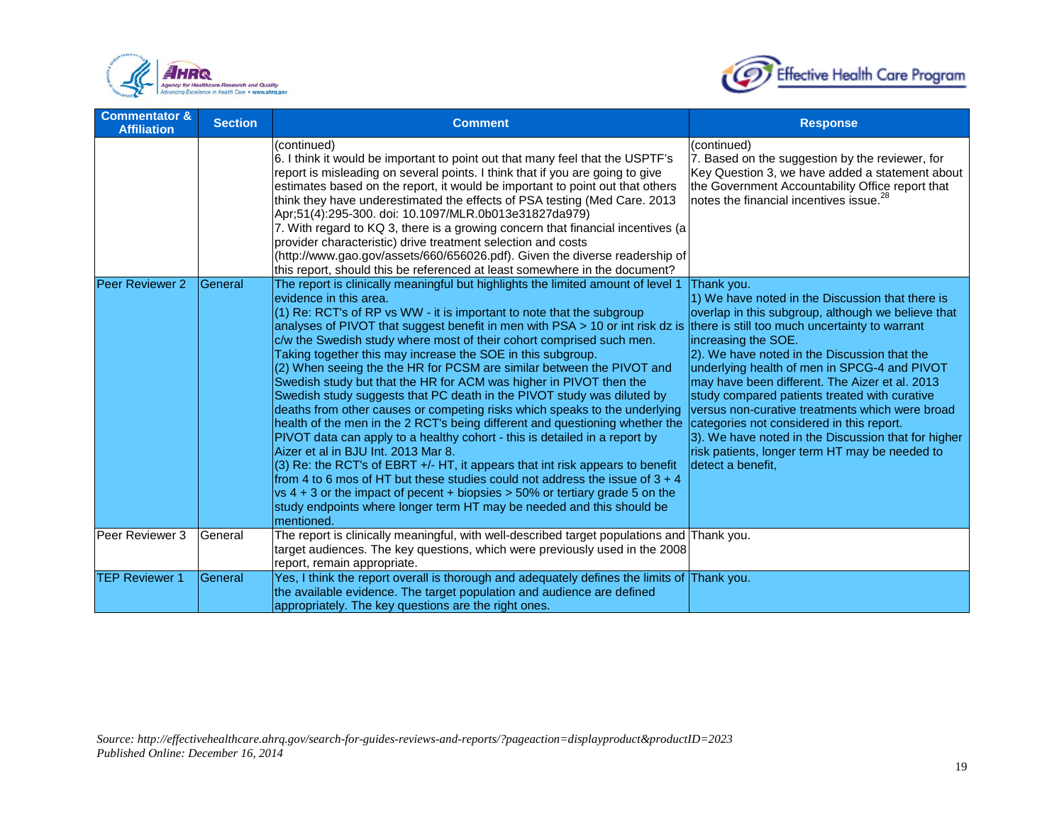| Commentator & Affiliation | Section | Comment | Response |
|---|---|---|---|
| | | (continued)<br>6. I think it would be important to point out that many feel that the USPTF's report is misleading on several points. I think that if you are going to give estimates based on the report, it would be important to point out that others think they have underestimated the effects of PSA testing (Med Care. 2013 Apr;51(4):295-300. doi: 10.1097/MLR.0b013e31827da979)<br>7. With regard to KQ 3, there is a growing concern that financial incentives (a provider characteristic) drive treatment selection and costs (http://www.gao.gov/assets/660/656026.pdf). Given the diverse readership of this report, should this be referenced at least somewhere in the document? | (continued)<br>7. Based on the suggestion by the reviewer, for Key Question 3, we have added a statement about the Government Accountability Office report that notes the financial incentives issue.[28] |
| Peer Reviewer 2 | General | The report is clinically meaningful but highlights the limited amount of level 1 evidence in this area.<br>(1) Re: RCT's of RP vs WW - it is important to note that the subgroup analyses of PIVOT that suggest benefit in men with PSA > 10 or int risk dz is c/w the Swedish study where most of their cohort comprised such men. Taking together this may increase the SOE in this subgroup.<br>(2) When seeing the the HR for PCSM are similar between the PIVOT and Swedish study but that the HR for ACM was higher in PIVOT then the Swedish study suggests that PC death in the PIVOT study was diluted by deaths from other causes or competing risks which speaks to the underlying health of the men in the 2 RCT's being different and questioning whether the PIVOT data can apply to a healthy cohort - this is detailed in a report by Aizer et al in BJU Int. 2013 Mar 8.<br>(3) Re: the RCT's of EBRT +/- HT, it appears that int risk appears to benefit from 4 to 6 mos of HT but these studies could not address the issue of 3 + 4 vs 4 + 3 or the impact of pecent + biopsies > 50% or tertiary grade 5 on the study endpoints where longer term HT may be needed and this should be mentioned. | Thank you.<br>1) We have noted in the Discussion that there is overlap in this subgroup, although we believe that there is still too much uncertainty to warrant increasing the SOE.<br>2). We have noted in the Discussion that the underlying health of men in SPCG-4 and PIVOT may have been different. The Aizer et al. 2013 study compared patients treated with curative versus non-curative treatments which were broad categories not considered in this report.<br>3). We have noted in the Discussion that for higher risk patients, longer term HT may be needed to detect a benefit, |
| Peer Reviewer 3 | General | The report is clinically meaningful, with well-described target populations and target audiences. The key questions, which were previously used in the 2008 report, remain appropriate. | Thank you. |
| TEP Reviewer 1 | General | Yes, I think the report overall is thorough and adequately defines the limits of the available evidence. The target population and audience are defined appropriately. The key questions are the right ones. | Thank you. |

*Source: http://effectivehealthcare.ahrq.gov/search-for-guides-reviews-and-reports/?pageaction=displayproduct&productID=2023*
*Published Online: December 16, 2014*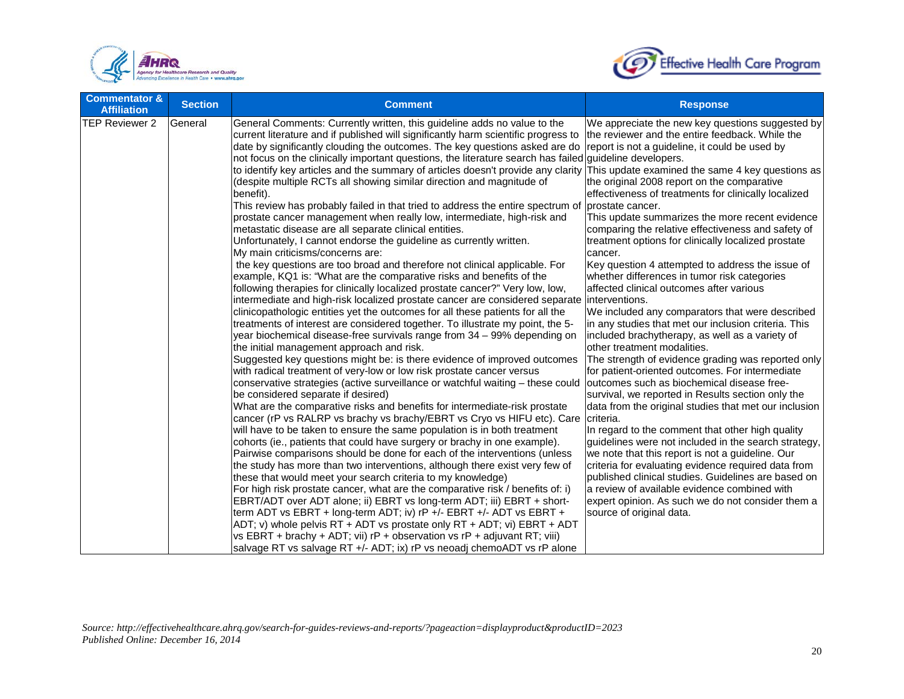| Commentator & Affiliation | Section | Comment | Response |
|---|---|---|---|
| TEP Reviewer 2 | General | General Comments: Currently written, this guideline adds no value to the current literature and if published will significantly harm scientific progress to date by significantly clouding the outcomes. The key questions asked are do not focus on the clinically important questions, the literature search has failed to identify key articles and the summary of articles doesn't provide any clarity (despite multiple RCTs all showing similar direction and magnitude of benefit).<br>This review has probably failed in that tried to address the entire spectrum of prostate cancer management when really low, intermediate, high-risk and metastatic disease are all separate clinical entities.<br>Unfortunately, I cannot endorse the guideline as currently written.<br>My main criticisms/concerns are:<br>the key questions are too broad and therefore not clinical applicable. For example, KQ1 is: "What are the comparative risks and benefits of the following therapies for clinically localized prostate cancer?" Very low, low, intermediate and high-risk localized prostate cancer are considered separate clinicopathologic entities yet the outcomes for all these patients for all the treatments of interest are considered together. To illustrate my point, the 5-year biochemical disease-free survivals range from 34 – 99% depending on the initial management approach and risk.<br>Suggested key questions might be: is there evidence of improved outcomes with radical treatment of very-low or low risk prostate cancer versus conservative strategies (active surveillance or watchful waiting – these could be considered separate if desired)<br>What are the comparative risks and benefits for intermediate-risk prostate cancer (rP vs RALRP vs brachy vs brachy/EBRT vs Cryo vs HIFU etc). Care will have to be taken to ensure the same population is in both treatment cohorts (ie., patients that could have surgery or brachy in one example). Pairwise comparisons should be done for each of the interventions (unless the study has more than two interventions, although there exist very few of these that would meet your search criteria to my knowledge)<br>For high risk prostate cancer, what are the comparative risk / benefits of: i) EBRT/ADT over ADT alone; ii) EBRT vs long-term ADT; iii) EBRT + short-term ADT vs EBRT + long-term ADT; iv) rP +/- EBRT +/- ADT vs EBRT + ADT; v) whole pelvis RT + ADT vs prostate only RT + ADT; vi) EBRT + ADT vs EBRT + brachy + ADT; vii) rP + observation vs rP + adjuvant RT; viii) salvage RT vs salvage RT +/- ADT; ix) rP vs neoadj chemoADT vs rP alone | We appreciate the new key questions suggested by the reviewer and the entire feedback. While the report is not a guideline, it could be used by guideline developers.<br>This update examined the same 4 key questions as the original 2008 report on the comparative effectiveness of treatments for clinically localized prostate cancer.<br>This update summarizes the more recent evidence comparing the relative effectiveness and safety of treatment options for clinically localized prostate cancer.<br>Key question 4 attempted to address the issue of whether differences in tumor risk categories affected clinical outcomes after various interventions.<br>We included any comparators that were described in any studies that met our inclusion criteria. This included brachytherapy, as well as a variety of other treatment modalities.<br>The strength of evidence grading was reported only for patient-oriented outcomes. For intermediate outcomes such as biochemical disease free-survival, we reported in Results section only the data from the original studies that met our inclusion criteria.<br>In regard to the comment that other high quality guidelines were not included in the search strategy, we note that this report is not a guideline. Our criteria for evaluating evidence required data from published clinical studies. Guidelines are based on a review of available evidence combined with expert opinion. As such we do not consider them a source of original data. |

*Source: http://effectivehealthcare.ahrq.gov/search-for-guides-reviews-and-reports/?pageaction=displayproduct&productID=2023*
*Published Online: December 16, 2014*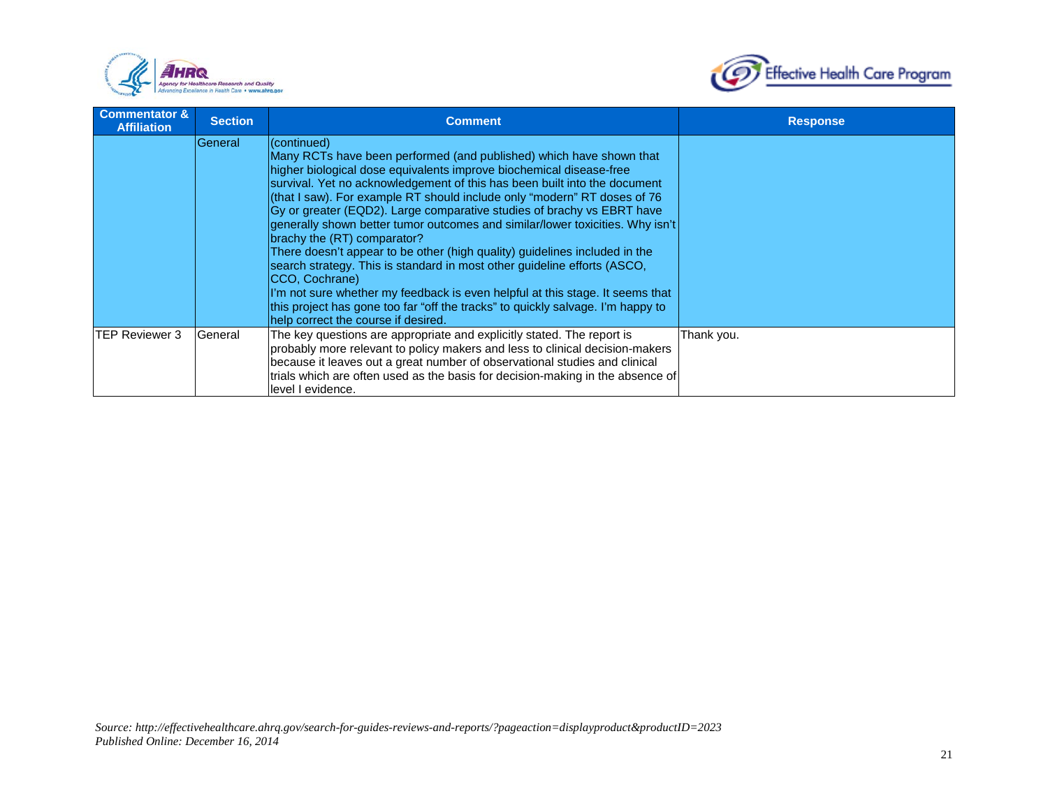| Commentator & Affiliation | Section | Comment | Response |
| --- | --- | --- | --- |
| | General | (continued)<br>Many RCTs have been performed (and published) which have shown that higher biological dose equivalents improve biochemical disease-free survival. Yet no acknowledgement of this has been built into the document (that I saw). For example RT should include only “modern” RT doses of 76 Gy or greater (EQD2). Large comparative studies of brachy vs EBRT have generally shown better tumor outcomes and similar/lower toxicities. Why isn't brachy the (RT) comparator?<br>There doesn't appear to be other (high quality) guidelines included in the search strategy. This is standard in most other guideline efforts (ASCO, CCO, Cochrane)<br>I'm not sure whether my feedback is even helpful at this stage. It seems that this project has gone too far “off the tracks” to quickly salvage. I'm happy to help correct the course if desired. | |
| TEP Reviewer 3 | General | The key questions are appropriate and explicitly stated. The report is probably more relevant to policy makers and less to clinical decision-makers because it leaves out a great number of observational studies and clinical trials which are often used as the basis for decision-making in the absence of level I evidence. | Thank you. |

*Source: http://effectivehealthcare.ahrq.gov/search-for-guides-reviews-and-reports/?pageaction=displayproduct&productID=2023*
*Published Online: December 16, 2014*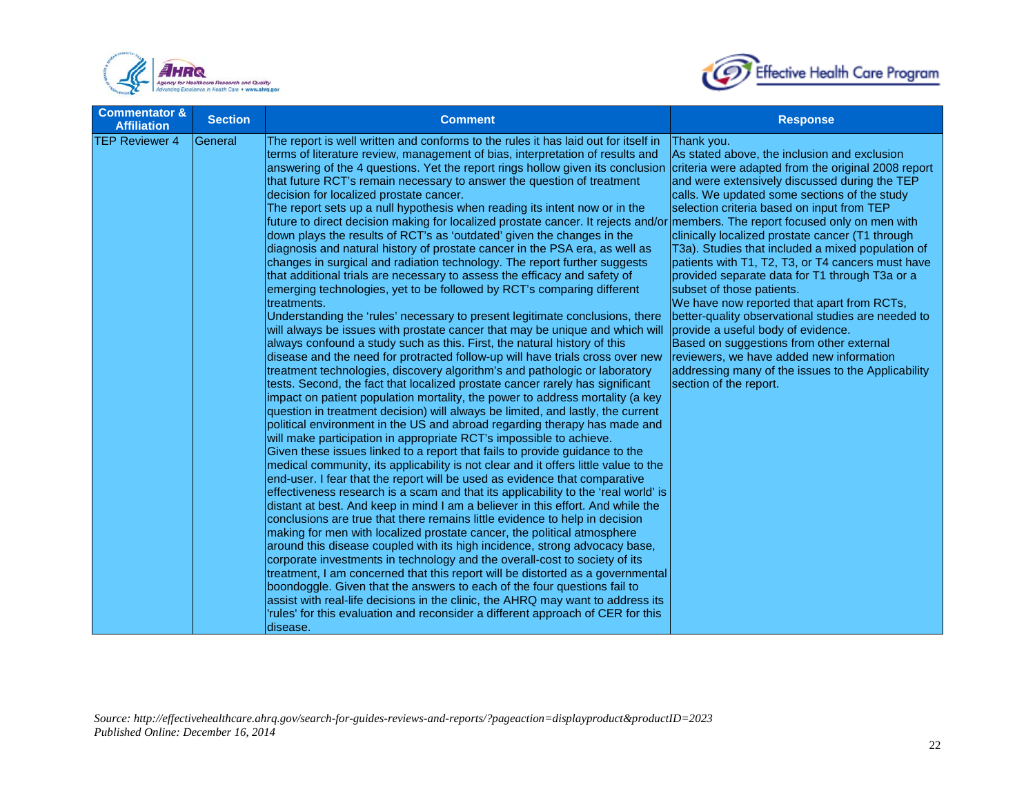| Commentator & Affiliation | Section | Comment | Response |
|---|---|---|---|
| TEP Reviewer 4 | General | The report is well written and conforms to the rules it has laid out for itself in terms of literature review, management of bias, interpretation of results and answering of the 4 questions. Yet the report rings hollow given its conclusion that future RCT's remain necessary to answer the question of treatment decision for localized prostate cancer.<br>The report sets up a null hypothesis when reading its intent now or in the future to direct decision making for localized prostate cancer. It rejects and/or down plays the results of RCT's as 'outdated' given the changes in the diagnosis and natural history of prostate cancer in the PSA era, as well as changes in surgical and radiation technology. The report further suggests that additional trials are necessary to assess the efficacy and safety of emerging technologies, yet to be followed by RCT's comparing different treatments.<br>Understanding the 'rules' necessary to present legitimate conclusions, there will always be issues with prostate cancer that may be unique and which will always confound a study such as this. First, the natural history of this disease and the need for protracted follow-up will have trials cross over new treatment technologies, discovery algorithm's and pathologic or laboratory tests. Second, the fact that localized prostate cancer rarely has significant impact on patient population mortality, the power to address mortality (a key question in treatment decision) will always be limited, and lastly, the current political environment in the US and abroad regarding therapy has made and will make participation in appropriate RCT's impossible to achieve.<br>Given these issues linked to a report that fails to provide guidance to the medical community, its applicability is not clear and it offers little value to the end-user. I fear that the report will be used as evidence that comparative effectiveness research is a scam and that its applicability to the 'real world' is distant at best. And keep in mind I am a believer in this effort. And while the conclusions are true that there remains little evidence to help in decision making for men with localized prostate cancer, the political atmosphere around this disease coupled with its high incidence, strong advocacy base, corporate investments in technology and the overall-cost to society of its treatment, I am concerned that this report will be distorted as a governmental boondoggle. Given that the answers to each of the four questions fail to assist with real-life decisions in the clinic, the AHRQ may want to address its 'rules' for this evaluation and reconsider a different approach of CER for this disease. | Thank you.<br>As stated above, the inclusion and exclusion criteria were adapted from the original 2008 report and were extensively discussed during the TEP calls. We updated some sections of the study selection criteria based on input from TEP members. The report focused only on men with clinically localized prostate cancer (T1 through T3a). Studies that included a mixed population of patients with T1, T2, T3, or T4 cancers must have provided separate data for T1 through T3a or a subset of those patients.<br>We have now reported that apart from RCTs, better-quality observational studies are needed to provide a useful body of evidence.<br>Based on suggestions from other external reviewers, we have added new information addressing many of the issues to the Applicability section of the report. |

*Source: http://effectivehealthcare.ahrq.gov/search-for-guides-reviews-and-reports/?pageaction=displayproduct&productID=2023*
*Published Online: December 16, 2014*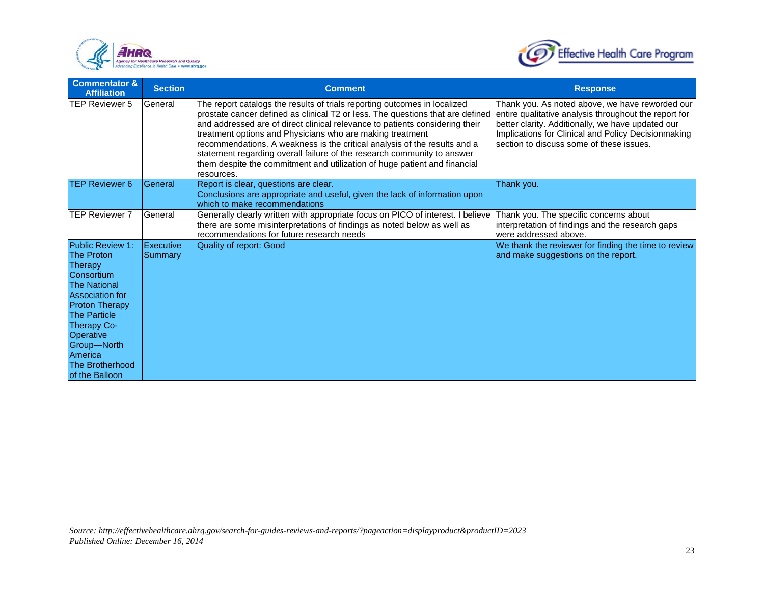| Commentator & Affiliation | Section | Comment | Response |
|---|---|---|---|
| TEP Reviewer 5 | General | The report catalogs the results of trials reporting outcomes in localized prostate cancer defined as clinical T2 or less. The questions that are defined and addressed are of direct clinical relevance to patients considering their treatment options and Physicians who are making treatment recommendations. A weakness is the critical analysis of the results and a statement regarding overall failure of the research community to answer them despite the commitment and utilization of huge patient and financial resources. | Thank you. As noted above, we have reworded our entire qualitative analysis throughout the report for better clarity. Additionally, we have updated our Implications for Clinical and Policy Decisionmaking section to discuss some of these issues. |
| TEP Reviewer 6 | General | Report is clear, questions are clear.<br>Conclusions are appropriate and useful, given the lack of information upon which to make recommendations | Thank you. |
| TEP Reviewer 7 | General | Generally clearly written with appropriate focus on PICO of interest. I believe there are some misinterpretations of findings as noted below as well as recommendations for future research needs | Thank you. The specific concerns about interpretation of findings and the research gaps were addressed above. |
| Public Review 1: The Proton Therapy Consortium The National Association for Proton Therapy The Particle Therapy Co-Operative Group—North America The Brotherhood of the Balloon | Executive Summary | Quality of report: Good | We thank the reviewer for finding the time to review and make suggestions on the report. |

*Source: http://effectivehealthcare.ahrq.gov/search-for-guides-reviews-and-reports/?pageaction=displayproduct&productID=2023*
*Published Online: December 16, 2014*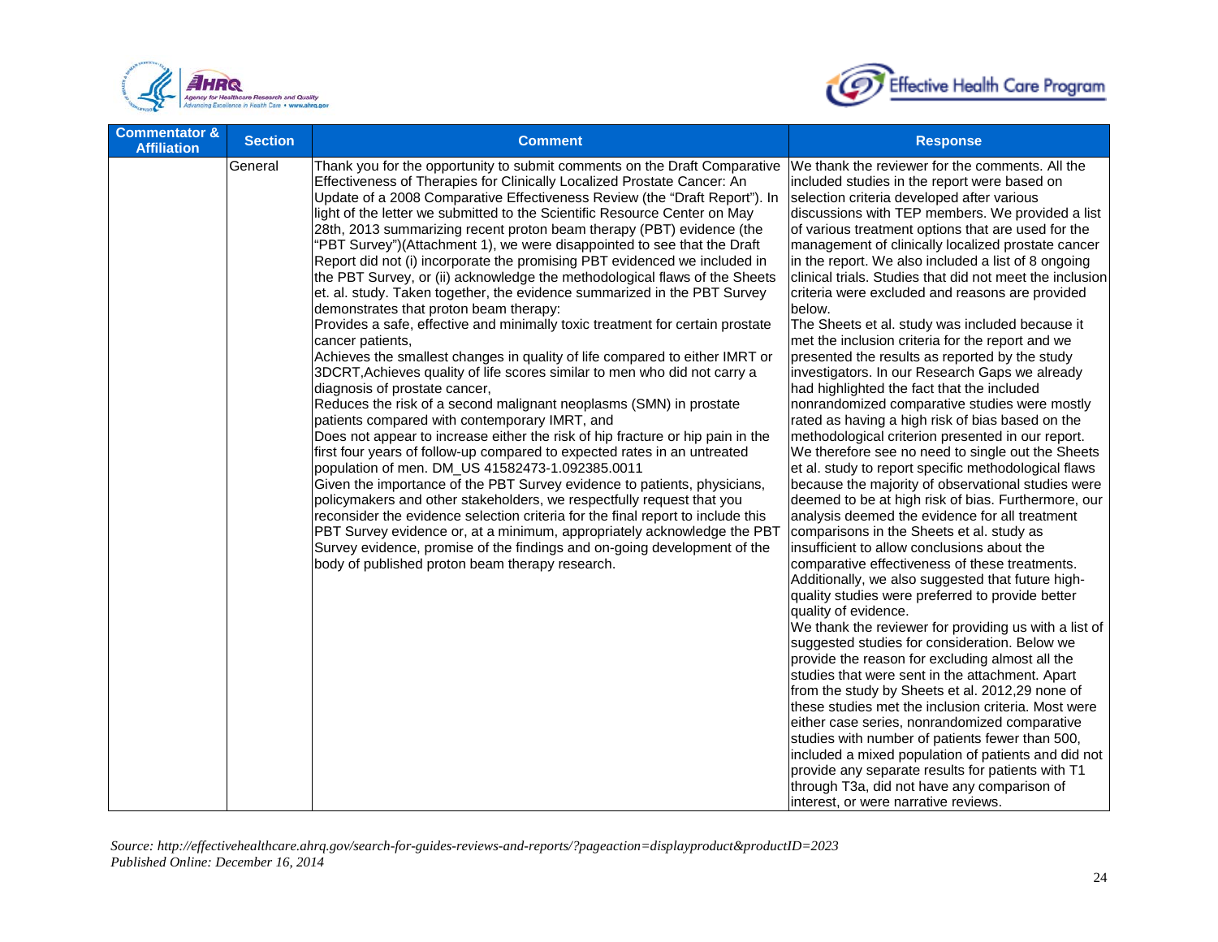| Commentator & Affiliation | Section | Comment | Response |
|---|---|---|---|
| | General | Thank you for the opportunity to submit comments on the Draft Comparative Effectiveness of Therapies for Clinically Localized Prostate Cancer: An Update of a 2008 Comparative Effectiveness Review (the "Draft Report"). In light of the letter we submitted to the Scientific Resource Center on May 28th, 2013 summarizing recent proton beam therapy (PBT) evidence (the "PBT Survey")(Attachment 1), we were disappointed to see that the Draft Report did not (i) incorporate the promising PBT evidenced we included in the PBT Survey, or (ii) acknowledge the methodological flaws of the Sheets et. al. study. Taken together, the evidence summarized in the PBT Survey demonstrates that proton beam therapy:<br>Provides a safe, effective and minimally toxic treatment for certain prostate cancer patients,<br>Achieves the smallest changes in quality of life compared to either IMRT or 3DCRT,Achieves quality of life scores similar to men who did not carry a diagnosis of prostate cancer,<br>Reduces the risk of a second malignant neoplasms (SMN) in prostate patients compared with contemporary IMRT, and<br>Does not appear to increase either the risk of hip fracture or hip pain in the first four years of follow-up compared to expected rates in an untreated population of men. DM_US 41582473-1.092385.0011<br>Given the importance of the PBT Survey evidence to patients, physicians, policymakers and other stakeholders, we respectfully request that you reconsider the evidence selection criteria for the final report to include this PBT Survey evidence or, at a minimum, appropriately acknowledge the PBT Survey evidence, promise of the findings and on-going development of the body of published proton beam therapy research. | We thank the reviewer for the comments. All the included studies in the report were based on selection criteria developed after various discussions with TEP members. We provided a list of various treatment options that are used for the management of clinically localized prostate cancer in the report. We also included a list of 8 ongoing clinical trials. Studies that did not meet the inclusion criteria were excluded and reasons are provided below.<br>The Sheets et al. study was included because it met the inclusion criteria for the report and we presented the results as reported by the study investigators. In our Research Gaps we already had highlighted the fact that the included nonrandomized comparative studies were mostly rated as having a high risk of bias based on the methodological criterion presented in our report. We therefore see no need to single out the Sheets et al. study to report specific methodological flaws because the majority of observational studies were deemed to be at high risk of bias. Furthermore, our analysis deemed the evidence for all treatment comparisons in the Sheets et al. study as insufficient to allow conclusions about the comparative effectiveness of these treatments. Additionally, we also suggested that future high-quality studies were preferred to provide better quality of evidence.<br>We thank the reviewer for providing us with a list of suggested studies for consideration. Below we provide the reason for excluding almost all the studies that were sent in the attachment. Apart from the study by Sheets et al. 2012,29 none of these studies met the inclusion criteria. Most were either case series, nonrandomized comparative studies with number of patients fewer than 500, included a mixed population of patients and did not provide any separate results for patients with T1 through T3a, did not have any comparison of interest, or were narrative reviews. |

*Source: http://effectivehealthcare.ahrq.gov/search-for-guides-reviews-and-reports/?pageaction=displayproduct&productID=2023*
*Published Online: December 16, 2014*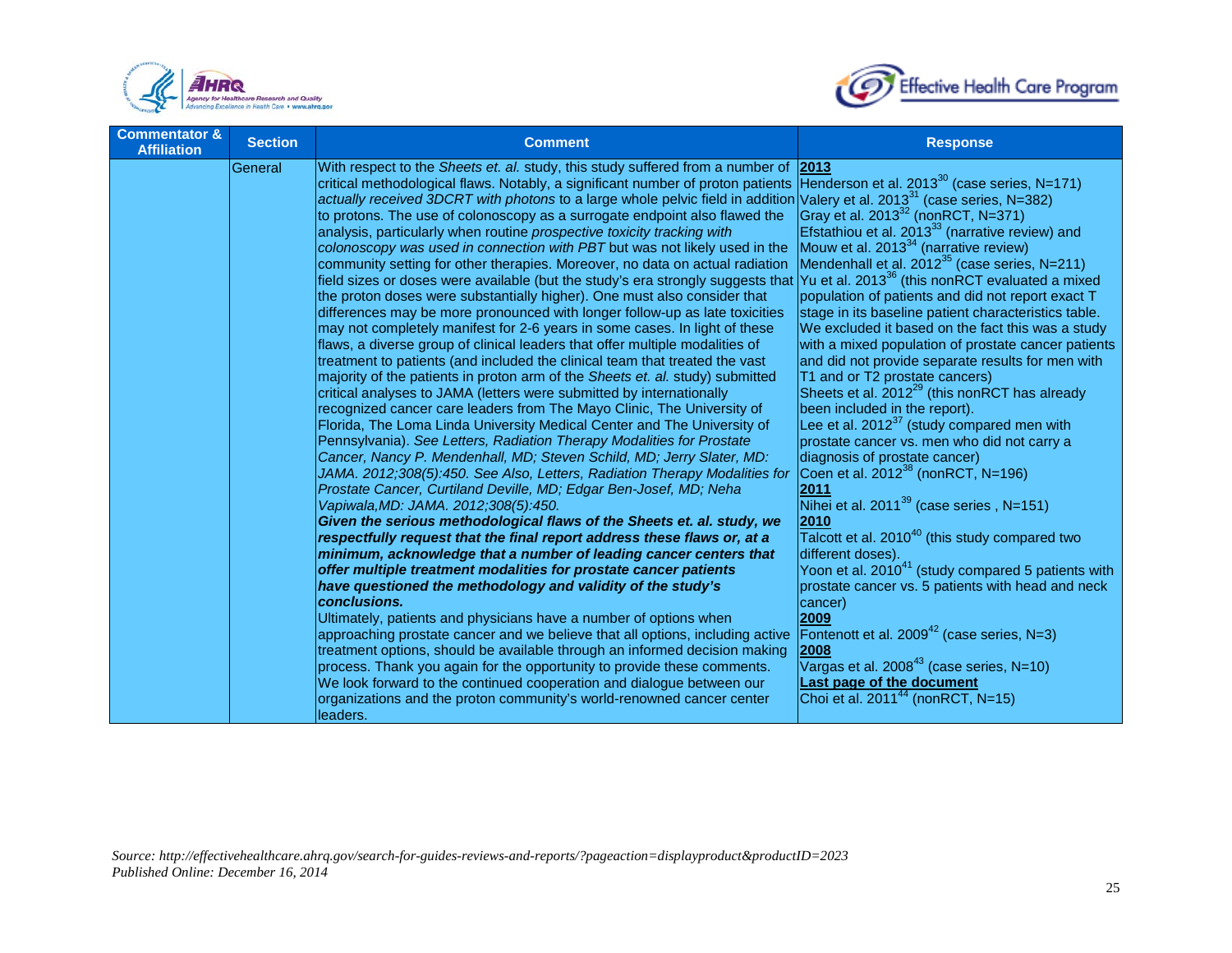| Commentator & Affiliation | Section | Comment | Response |
|---|---|---|---|
| | General | With respect to the *Sheets et. al.* study, this study suffered from a number of critical methodological flaws. Notably, a significant number of proton patients *actually received 3DCRT with photons* to a large whole pelvic field in addition to protons. The use of colonoscopy as a surrogate endpoint also flawed the analysis, particularly when routine *prospective toxicity tracking with colonoscopy was used in connection with PBT* but was not likely used in the community setting for other therapies. Moreover, no data on actual radiation field sizes or doses were available (but the study's era strongly suggests that the proton doses were substantially higher). One must also consider that differences may be more pronounced with longer follow-up as late toxicities may not completely manifest for 2-6 years in some cases. In light of these flaws, a diverse group of clinical leaders that offer multiple modalities of treatment to patients (and included the clinical team that treated the vast majority of the patients in proton arm of the *Sheets et. al.* study) submitted critical analyses to JAMA (letters were submitted by internationally recognized cancer care leaders from The Mayo Clinic, The University of Florida, The Loma Linda University Medical Center and The University of Pennsylvania). *See Letters, Radiation Therapy Modalities for Prostate Cancer, Nancy P. Mendenhall, MD; Steven Schild, MD; Jerry Slater, MD: JAMA. 2012;308(5):450. See Also, Letters, Radiation Therapy Modalities for Prostate Cancer, Curtiland Deville, MD; Edgar Ben-Josef, MD; Neha Vapiwala,MD: JAMA. 2012;308(5):450.*<br>***Given the serious methodological flaws of the Sheets et. al. study, we respectfully request that the final report address these flaws or, at a minimum, acknowledge that a number of leading cancer centers that offer multiple treatment modalities for prostate cancer patients have questioned the methodology and validity of the study's conclusions.***<br>Ultimately, patients and physicians have a number of options when approaching prostate cancer and we believe that all options, including active treatment options, should be available through an informed decision making process. Thank you again for the opportunity to provide these comments. We look forward to the continued cooperation and dialogue between our organizations and the proton community's world-renowned cancer center leaders. | **<u>2013</u>**<br>Henderson et al. 2013[30] (case series, N=171)<br>Valery et al. 2013[31] (case series, N=382)<br>Gray et al. 2013[32] (nonRCT, N=371)<br>Efstathiou et al. 2013[33] (narrative review) and Mouw et al. 2013[34] (narrative review)<br>Mendenhall et al. 2012[35] (case series, N=211)<br>Yu et al. 2013[36] (this nonRCT evaluated a mixed population of patients and did not report exact T stage in its baseline patient characteristics table. We excluded it based on the fact this was a study with a mixed population of prostate cancer patients and did not provide separate results for men with T1 and or T2 prostate cancers)<br>Sheets et al. 2012[29] (this nonRCT has already been included in the report).<br>Lee et al. 2012[37] (study compared men with prostate cancer vs. men who did not carry a diagnosis of prostate cancer)<br>Coen et al. 2012[38] (nonRCT, N=196)<br>**<u>2011</u>**<br>Nihei et al. 2011[39] (case series , N=151)<br>**<u>2010</u>**<br>Talcott et al. 2010[40] (this study compared two different doses).<br>Yoon et al. 2010[41] (study compared 5 patients with prostate cancer vs. 5 patients with head and neck cancer)<br>**<u>2009</u>**<br>Fontenott et al. 2009[42] (case series, N=3)<br>**<u>2008</u>**<br>Vargas et al. 2008[43] (case series, N=10)<br>**<u>Last page of the document</u>**<br>Choi et al. 2011[44] (nonRCT, N=15) |

*Source: http://effectivehealthcare.ahrq.gov/search-for-guides-reviews-and-reports/?pageaction=displayproduct&productID=2023*
*Published Online: December 16, 2014*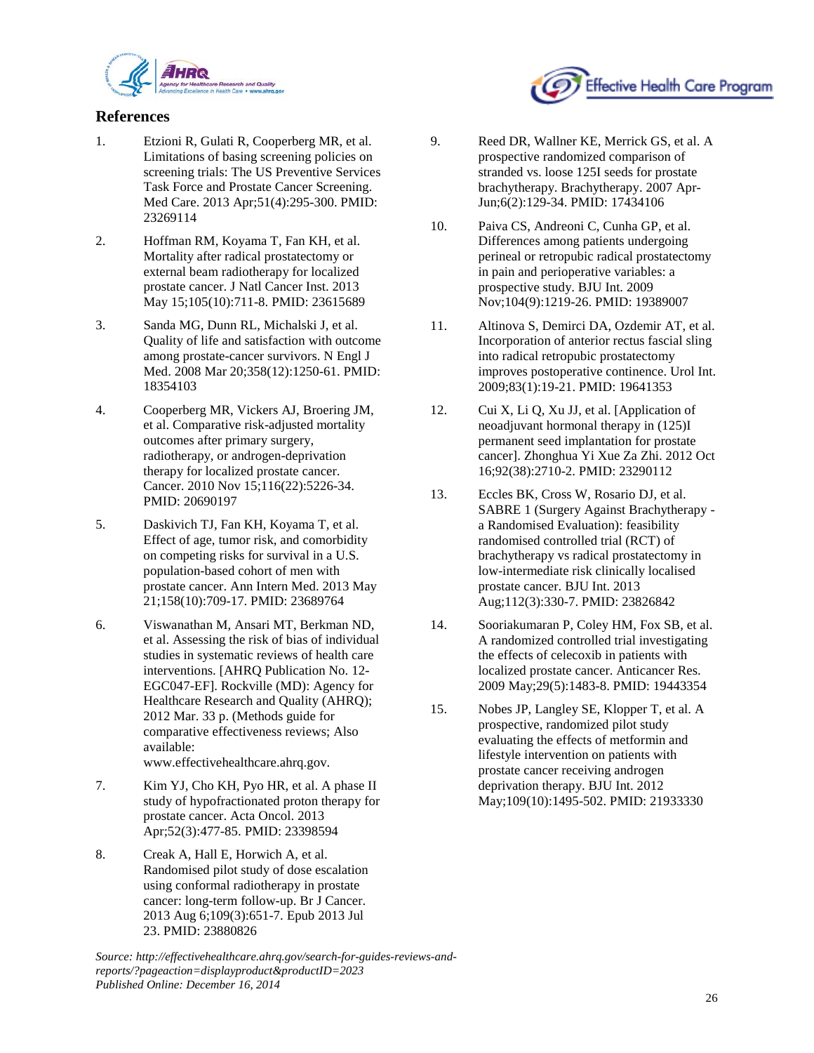## References

1. Etzioni R, Gulati R, Cooperberg MR, et al. Limitations of basing screening policies on screening trials: The US Preventive Services Task Force and Prostate Cancer Screening. Med Care. 2013 Apr;51(4):295-300. PMID: 23269114

2. Hoffman RM, Koyama T, Fan KH, et al. Mortality after radical prostatectomy or external beam radiotherapy for localized prostate cancer. J Natl Cancer Inst. 2013 May 15;105(10):711-8. PMID: 23615689

3. Sanda MG, Dunn RL, Michalski J, et al. Quality of life and satisfaction with outcome among prostate-cancer survivors. N Engl J Med. 2008 Mar 20;358(12):1250-61. PMID: 18354103

4. Cooperberg MR, Vickers AJ, Broering JM, et al. Comparative risk-adjusted mortality outcomes after primary surgery, radiotherapy, or androgen-deprivation therapy for localized prostate cancer. Cancer. 2010 Nov 15;116(22):5226-34. PMID: 20690197

5. Daskivich TJ, Fan KH, Koyama T, et al. Effect of age, tumor risk, and comorbidity on competing risks for survival in a U.S. population-based cohort of men with prostate cancer. Ann Intern Med. 2013 May 21;158(10):709-17. PMID: 23689764

6. Viswanathan M, Ansari MT, Berkman ND, et al. Assessing the risk of bias of individual studies in systematic reviews of health care interventions. [AHRQ Publication No. 12-EGC047-EF]. Rockville (MD): Agency for Healthcare Research and Quality (AHRQ); 2012 Mar. 33 p. (Methods guide for comparative effectiveness reviews; Also available: www.effectivehealthcare.ahrq.gov.

7. Kim YJ, Cho KH, Pyo HR, et al. A phase II study of hypofractionated proton therapy for prostate cancer. Acta Oncol. 2013 Apr;52(3):477-85. PMID: 23398594

8. Creak A, Hall E, Horwich A, et al. Randomised pilot study of dose escalation using conformal radiotherapy in prostate cancer: long-term follow-up. Br J Cancer. 2013 Aug 6;109(3):651-7. Epub 2013 Jul 23. PMID: 23880826

9. Reed DR, Wallner KE, Merrick GS, et al. A prospective randomized comparison of stranded vs. loose 125I seeds for prostate brachytherapy. Brachytherapy. 2007 Apr-Jun;6(2):129-34. PMID: 17434106

10. Paiva CS, Andreoni C, Cunha GP, et al. Differences among patients undergoing perineal or retropubic radical prostatectomy in pain and perioperative variables: a prospective study. BJU Int. 2009 Nov;104(9):1219-26. PMID: 19389007

11. Altinova S, Demirci DA, Ozdemir AT, et al. Incorporation of anterior rectus fascial sling into radical retropubic prostatectomy improves postoperative continence. Urol Int. 2009;83(1):19-21. PMID: 19641353

12. Cui X, Li Q, Xu JJ, et al. [Application of neoadjuvant hormonal therapy in (125)I permanent seed implantation for prostate cancer]. Zhonghua Yi Xue Za Zhi. 2012 Oct 16;92(38):2710-2. PMID: 23290112

13. Eccles BK, Cross W, Rosario DJ, et al. SABRE 1 (Surgery Against Brachytherapy - a Randomised Evaluation): feasibility randomised controlled trial (RCT) of brachytherapy vs radical prostatectomy in low-intermediate risk clinically localised prostate cancer. BJU Int. 2013 Aug;112(3):330-7. PMID: 23826842

14. Sooriakumaran P, Coley HM, Fox SB, et al. A randomized controlled trial investigating the effects of celecoxib in patients with localized prostate cancer. Anticancer Res. 2009 May;29(5):1483-8. PMID: 19443354

15. Nobes JP, Langley SE, Klopper T, et al. A prospective, randomized pilot study evaluating the effects of metformin and lifestyle intervention on patients with prostate cancer receiving androgen deprivation therapy. BJU Int. 2012 May;109(10):1495-502. PMID: 21933330

*Source: http://effectivehealthcare.ahrq.gov/search-for-guides-reviews-and-reports/?pageaction=displayproduct&productID=2023*
*Published Online: December 16, 2014*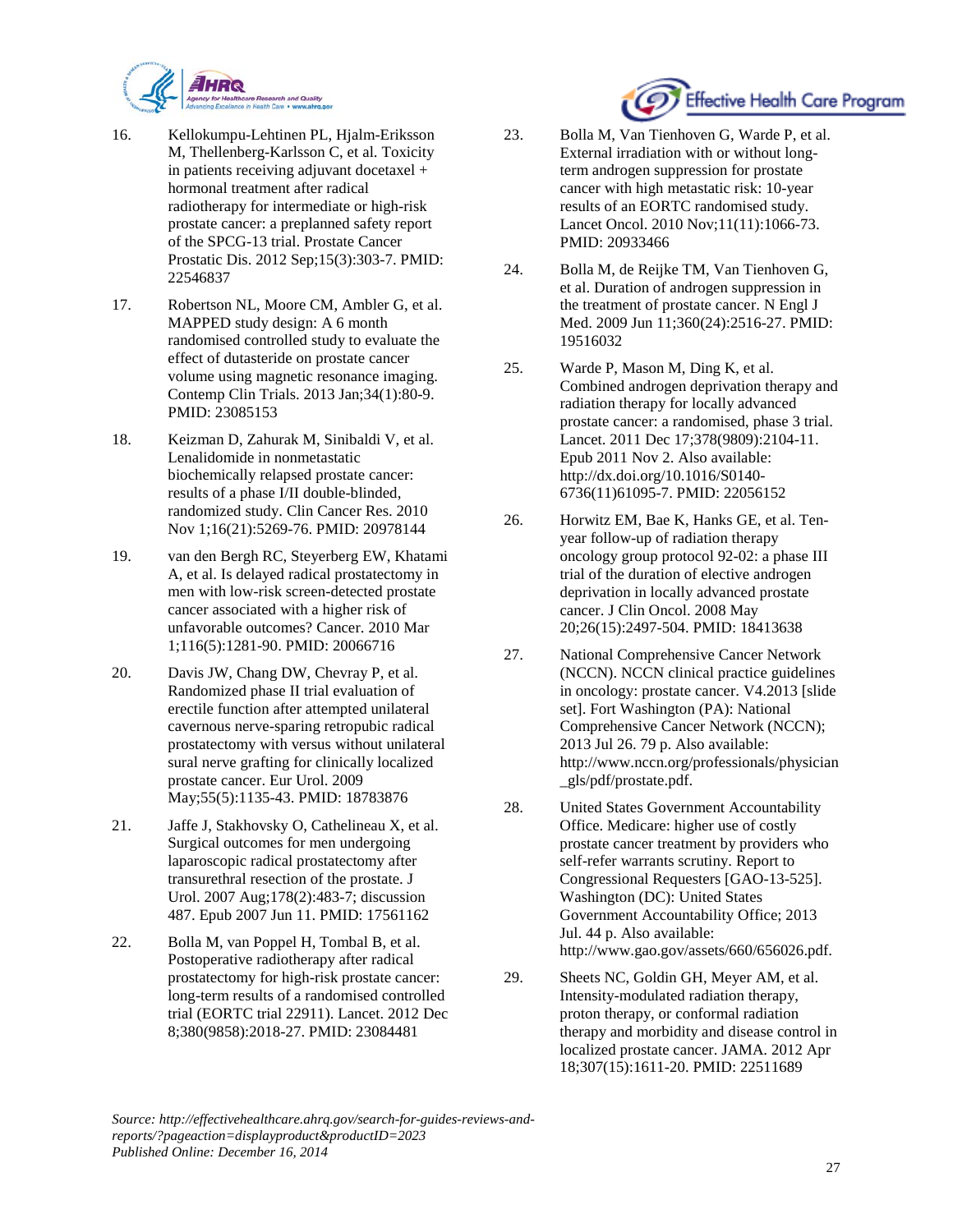16. Kellokumpu-Lehtinen PL, Hjalm-Eriksson M, Thellenberg-Karlsson C, et al. Toxicity in patients receiving adjuvant docetaxel + hormonal treatment after radical radiotherapy for intermediate or high-risk prostate cancer: a preplanned safety report of the SPCG-13 trial. Prostate Cancer Prostatic Dis. 2012 Sep;15(3):303-7. PMID: 22546837

17. Robertson NL, Moore CM, Ambler G, et al. MAPPED study design: A 6 month randomised controlled study to evaluate the effect of dutasteride on prostate cancer volume using magnetic resonance imaging. Contemp Clin Trials. 2013 Jan;34(1):80-9. PMID: 23085153

18. Keizman D, Zahurak M, Sinibaldi V, et al. Lenalidomide in nonmetastatic biochemically relapsed prostate cancer: results of a phase I/II double-blinded, randomized study. Clin Cancer Res. 2010 Nov 1;16(21):5269-76. PMID: 20978144

19. van den Bergh RC, Steyerberg EW, Khatami A, et al. Is delayed radical prostatectomy in men with low-risk screen-detected prostate cancer associated with a higher risk of unfavorable outcomes? Cancer. 2010 Mar 1;116(5):1281-90. PMID: 20066716

20. Davis JW, Chang DW, Chevray P, et al. Randomized phase II trial evaluation of erectile function after attempted unilateral cavernous nerve-sparing retropubic radical prostatectomy with versus without unilateral sural nerve grafting for clinically localized prostate cancer. Eur Urol. 2009 May;55(5):1135-43. PMID: 18783876

21. Jaffe J, Stakhovsky O, Cathelineau X, et al. Surgical outcomes for men undergoing laparoscopic radical prostatectomy after transurethral resection of the prostate. J Urol. 2007 Aug;178(2):483-7; discussion 487. Epub 2007 Jun 11. PMID: 17561162

22. Bolla M, van Poppel H, Tombal B, et al. Postoperative radiotherapy after radical prostatectomy for high-risk prostate cancer: long-term results of a randomised controlled trial (EORTC trial 22911). Lancet. 2012 Dec 8;380(9858):2018-27. PMID: 23084481

23. Bolla M, Van Tienhoven G, Warde P, et al. External irradiation with or without long-term androgen suppression for prostate cancer with high metastatic risk: 10-year results of an EORTC randomised study. Lancet Oncol. 2010 Nov;11(11):1066-73. PMID: 20933466

24. Bolla M, de Reijke TM, Van Tienhoven G, et al. Duration of androgen suppression in the treatment of prostate cancer. N Engl J Med. 2009 Jun 11;360(24):2516-27. PMID: 19516032

25. Warde P, Mason M, Ding K, et al. Combined androgen deprivation therapy and radiation therapy for locally advanced prostate cancer: a randomised, phase 3 trial. Lancet. 2011 Dec 17;378(9809):2104-11. Epub 2011 Nov 2. Also available: http://dx.doi.org/10.1016/S0140-6736(11)61095-7. PMID: 22056152

26. Horwitz EM, Bae K, Hanks GE, et al. Ten-year follow-up of radiation therapy oncology group protocol 92-02: a phase III trial of the duration of elective androgen deprivation in locally advanced prostate cancer. J Clin Oncol. 2008 May 20;26(15):2497-504. PMID: 18413638

27. National Comprehensive Cancer Network (NCCN). NCCN clinical practice guidelines in oncology: prostate cancer. V4.2013 [slide set]. Fort Washington (PA): National Comprehensive Cancer Network (NCCN); 2013 Jul 26. 79 p. Also available: http://www.nccn.org/professionals/physician_gls/pdf/prostate.pdf.

28. United States Government Accountability Office. Medicare: higher use of costly prostate cancer treatment by providers who self-refer warrants scrutiny. Report to Congressional Requesters [GAO-13-525]. Washington (DC): United States Government Accountability Office; 2013 Jul. 44 p. Also available: http://www.gao.gov/assets/660/656026.pdf.

29. Sheets NC, Goldin GH, Meyer AM, et al. Intensity-modulated radiation therapy, proton therapy, or conformal radiation therapy and morbidity and disease control in localized prostate cancer. JAMA. 2012 Apr 18;307(15):1611-20. PMID: 22511689

*Source: http://effectivehealthcare.ahrq.gov/search-for-guides-reviews-and-reports/?pageaction=displayproduct&productID=2023*
*Published Online: December 16, 2014*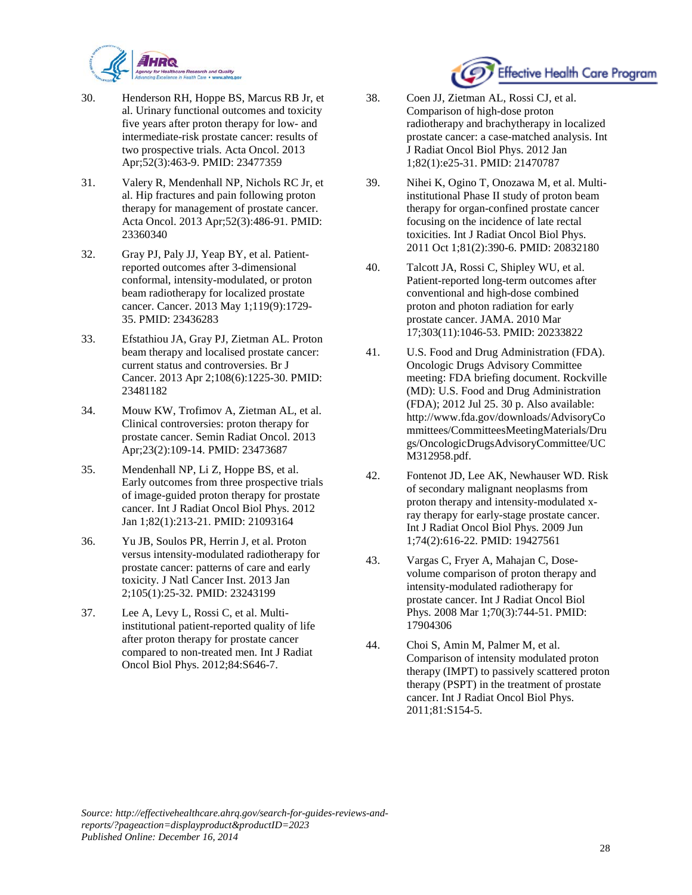30. Henderson RH, Hoppe BS, Marcus RB Jr, et al. Urinary functional outcomes and toxicity five years after proton therapy for low- and intermediate-risk prostate cancer: results of two prospective trials. Acta Oncol. 2013 Apr;52(3):463-9. PMID: 23477359

31. Valery R, Mendenhall NP, Nichols RC Jr, et al. Hip fractures and pain following proton therapy for management of prostate cancer. Acta Oncol. 2013 Apr;52(3):486-91. PMID: 23360340

32. Gray PJ, Paly JJ, Yeap BY, et al. Patient-reported outcomes after 3-dimensional conformal, intensity-modulated, or proton beam radiotherapy for localized prostate cancer. Cancer. 2013 May 1;119(9):1729-35. PMID: 23436283

33. Efstathiou JA, Gray PJ, Zietman AL. Proton beam therapy and localised prostate cancer: current status and controversies. Br J Cancer. 2013 Apr 2;108(6):1225-30. PMID: 23481182

34. Mouw KW, Trofimov A, Zietman AL, et al. Clinical controversies: proton therapy for prostate cancer. Semin Radiat Oncol. 2013 Apr;23(2):109-14. PMID: 23473687

35. Mendenhall NP, Li Z, Hoppe BS, et al. Early outcomes from three prospective trials of image-guided proton therapy for prostate cancer. Int J Radiat Oncol Biol Phys. 2012 Jan 1;82(1):213-21. PMID: 21093164

36. Yu JB, Soulos PR, Herrin J, et al. Proton versus intensity-modulated radiotherapy for prostate cancer: patterns of care and early toxicity. J Natl Cancer Inst. 2013 Jan 2;105(1):25-32. PMID: 23243199

37. Lee A, Levy L, Rossi C, et al. Multi-institutional patient-reported quality of life after proton therapy for prostate cancer compared to non-treated men. Int J Radiat Oncol Biol Phys. 2012;84:S646-7.

38. Coen JJ, Zietman AL, Rossi CJ, et al. Comparison of high-dose proton radiotherapy and brachytherapy in localized prostate cancer: a case-matched analysis. Int J Radiat Oncol Biol Phys. 2012 Jan 1;82(1):e25-31. PMID: 21470787

39. Nihei K, Ogino T, Onozawa M, et al. Multi-institutional Phase II study of proton beam therapy for organ-confined prostate cancer focusing on the incidence of late rectal toxicities. Int J Radiat Oncol Biol Phys. 2011 Oct 1;81(2):390-6. PMID: 20832180

40. Talcott JA, Rossi C, Shipley WU, et al. Patient-reported long-term outcomes after conventional and high-dose combined proton and photon radiation for early prostate cancer. JAMA. 2010 Mar 17;303(11):1046-53. PMID: 20233822

41. U.S. Food and Drug Administration (FDA). Oncologic Drugs Advisory Committee meeting: FDA briefing document. Rockville (MD): U.S. Food and Drug Administration (FDA); 2012 Jul 25. 30 p. Also available: http://www.fda.gov/downloads/AdvisoryCommittees/CommitteesMeetingMaterials/Drugs/OncologicDrugsAdvisoryCommittee/UCM312958.pdf.

42. Fontenot JD, Lee AK, Newhauser WD. Risk of secondary malignant neoplasms from proton therapy and intensity-modulated x-ray therapy for early-stage prostate cancer. Int J Radiat Oncol Biol Phys. 2009 Jun 1;74(2):616-22. PMID: 19427561

43. Vargas C, Fryer A, Mahajan C, Dose-volume comparison of proton therapy and intensity-modulated radiotherapy for prostate cancer. Int J Radiat Oncol Biol Phys. 2008 Mar 1;70(3):744-51. PMID: 17904306

44. Choi S, Amin M, Palmer M, et al. Comparison of intensity modulated proton therapy (IMPT) to passively scattered proton therapy (PSPT) in the treatment of prostate cancer. Int J Radiat Oncol Biol Phys. 2011;81:S154-5.

*Source: http://effectivehealthcare.ahrq.gov/search-for-guides-reviews-and-reports/?pageaction=displayproduct&productID=2023*
*Published Online: December 16, 2014*